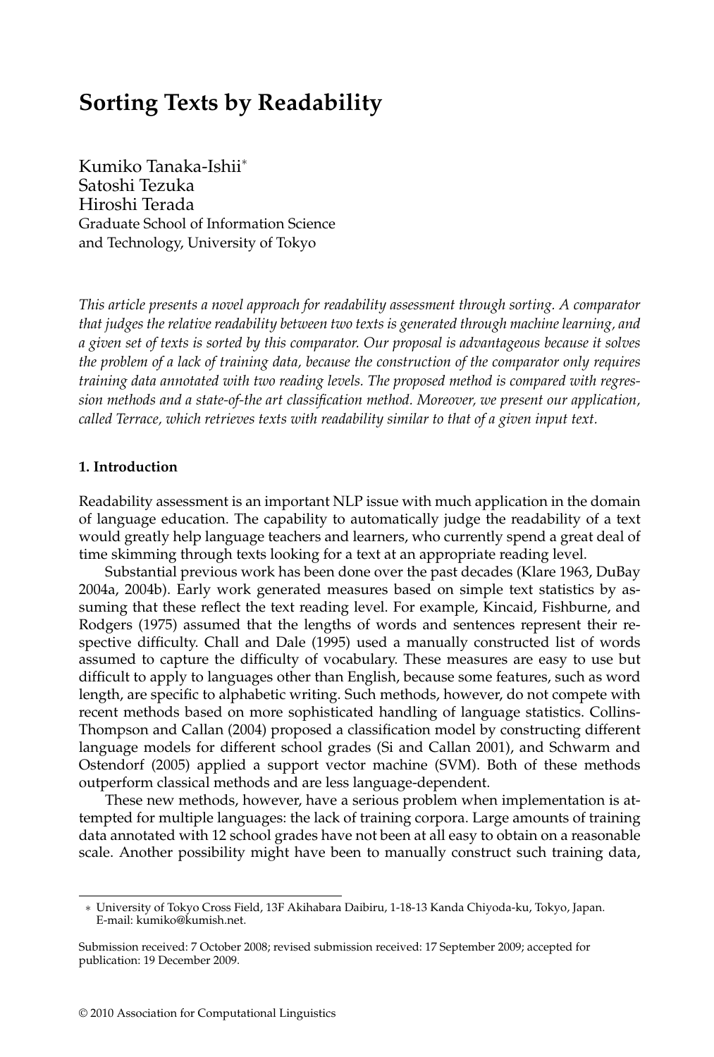# Sorting Texts by Readability

Kumiko Tanaka-Ishii*
Satoshi Tezuka
Hiroshi Terada
Graduate School of Information Science and Technology, University of Tokyo

*This article presents a novel approach for readability assessment through sorting. A comparator that judges the relative readability between two texts is generated through machine learning, and a given set of texts is sorted by this comparator. Our proposal is advantageous because it solves the problem of a lack of training data, because the construction of the comparator only requires training data annotated with two reading levels. The proposed method is compared with regression methods and a state-of-the art classification method. Moreover, we present our application, called Terrace, which retrieves texts with readability similar to that of a given input text.*

## 1. Introduction

Readability assessment is an important NLP issue with much application in the domain of language education. The capability to automatically judge the readability of a text would greatly help language teachers and learners, who currently spend a great deal of time skimming through texts looking for a text at an appropriate reading level.

Substantial previous work has been done over the past decades (Klare 1963, DuBay 2004a, 2004b). Early work generated measures based on simple text statistics by assuming that these reflect the text reading level. For example, Kincaid, Fishburne, and Rodgers (1975) assumed that the lengths of words and sentences represent their respective difficulty. Chall and Dale (1995) used a manually constructed list of words assumed to capture the difficulty of vocabulary. These measures are easy to use but difficult to apply to languages other than English, because some features, such as word length, are specific to alphabetic writing. Such methods, however, do not compete with recent methods based on more sophisticated handling of language statistics. Collins-Thompson and Callan (2004) proposed a classification model by constructing different language models for different school grades (Si and Callan 2001), and Schwarm and Ostendorf (2005) applied a support vector machine (SVM). Both of these methods outperform classical methods and are less language-dependent.

These new methods, however, have a serious problem when implementation is attempted for multiple languages: the lack of training corpora. Large amounts of training data annotated with 12 school grades have not been at all easy to obtain on a reasonable scale. Another possibility might have been to manually construct such training data,

* University of Tokyo Cross Field, 13F Akihabara Daibiru, 1-18-13 Kanda Chiyoda-ku, Tokyo, Japan. E-mail: kumiko@kumish.net.

Submission received: 7 October 2008; revised submission received: 17 September 2009; accepted for publication: 19 December 2009.

© 2010 Association for Computational Linguistics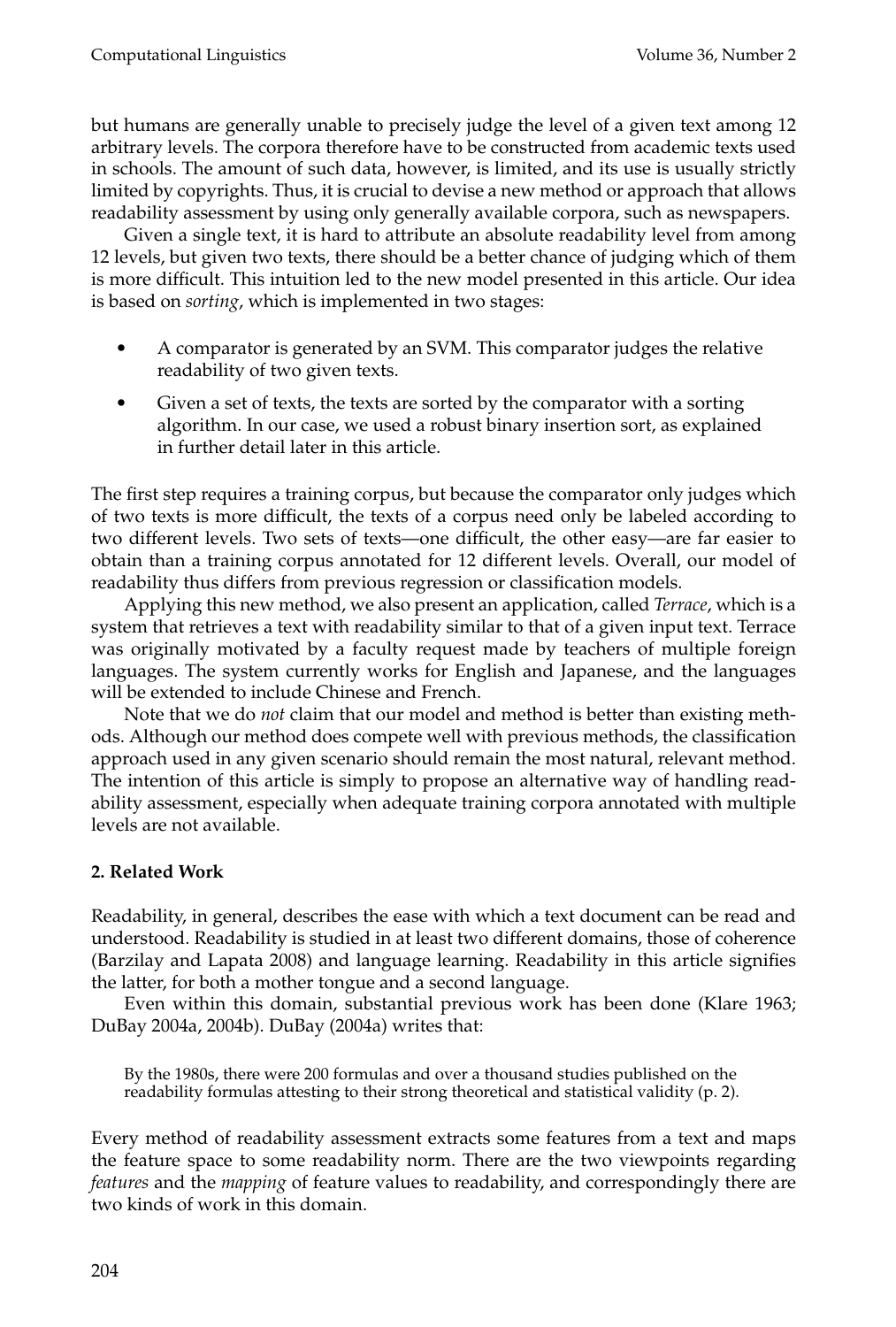but humans are generally unable to precisely judge the level of a given text among 12 arbitrary levels. The corpora therefore have to be constructed from academic texts used in schools. The amount of such data, however, is limited, and its use is usually strictly limited by copyrights. Thus, it is crucial to devise a new method or approach that allows readability assessment by using only generally available corpora, such as newspapers.

Given a single text, it is hard to attribute an absolute readability level from among 12 levels, but given two texts, there should be a better chance of judging which of them is more difficult. This intuition led to the new model presented in this article. Our idea is based on *sorting*, which is implemented in two stages:

- A comparator is generated by an SVM. This comparator judges the relative readability of two given texts.
- Given a set of texts, the texts are sorted by the comparator with a sorting algorithm. In our case, we used a robust binary insertion sort, as explained in further detail later in this article.

The first step requires a training corpus, but because the comparator only judges which of two texts is more difficult, the texts of a corpus need only be labeled according to two different levels. Two sets of texts—one difficult, the other easy—are far easier to obtain than a training corpus annotated for 12 different levels. Overall, our model of readability thus differs from previous regression or classification models.

Applying this new method, we also present an application, called *Terrace*, which is a system that retrieves a text with readability similar to that of a given input text. Terrace was originally motivated by a faculty request made by teachers of multiple foreign languages. The system currently works for English and Japanese, and the languages will be extended to include Chinese and French.

Note that we do *not* claim that our model and method is better than existing methods. Although our method does compete well with previous methods, the classification approach used in any given scenario should remain the most natural, relevant method. The intention of this article is simply to propose an alternative way of handling readability assessment, especially when adequate training corpora annotated with multiple levels are not available.

## 2. Related Work

Readability, in general, describes the ease with which a text document can be read and understood. Readability is studied in at least two different domains, those of coherence (Barzilay and Lapata 2008) and language learning. Readability in this article signifies the latter, for both a mother tongue and a second language.

Even within this domain, substantial previous work has been done (Klare 1963; DuBay 2004a, 2004b). DuBay (2004a) writes that:

> By the 1980s, there were 200 formulas and over a thousand studies published on the readability formulas attesting to their strong theoretical and statistical validity (p. 2).

Every method of readability assessment extracts some features from a text and maps the feature space to some readability norm. There are the two viewpoints regarding *features* and the *mapping* of feature values to readability, and correspondingly there are two kinds of work in this domain.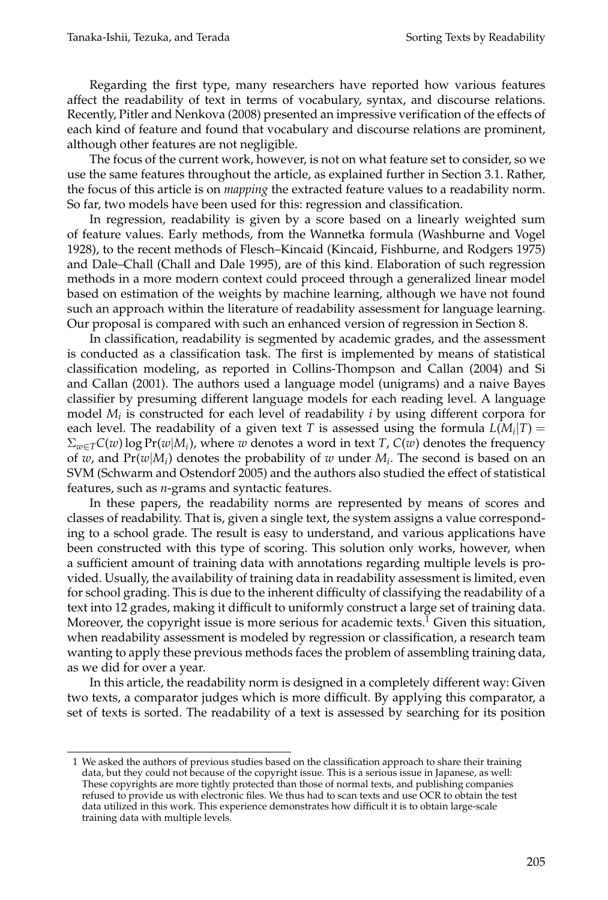Regarding the first type, many researchers have reported how various features affect the readability of text in terms of vocabulary, syntax, and discourse relations. Recently, Pitler and Nenkova (2008) presented an impressive verification of the effects of each kind of feature and found that vocabulary and discourse relations are prominent, although other features are not negligible.

The focus of the current work, however, is not on what feature set to consider, so we use the same features throughout the article, as explained further in Section 3.1. Rather, the focus of this article is on *mapping* the extracted feature values to a readability norm. So far, two models have been used for this: regression and classification.

In regression, readability is given by a score based on a linearly weighted sum of feature values. Early methods, from the Wannetka formula (Washburne and Vogel 1928), to the recent methods of Flesch–Kincaid (Kincaid, Fishburne, and Rodgers 1975) and Dale–Chall (Chall and Dale 1995), are of this kind. Elaboration of such regression methods in a more modern context could proceed through a generalized linear model based on estimation of the weights by machine learning, although we have not found such an approach within the literature of readability assessment for language learning. Our proposal is compared with such an enhanced version of regression in Section 8.

In classification, readability is segmented by academic grades, and the assessment is conducted as a classification task. The first is implemented by means of statistical classification modeling, as reported in Collins-Thompson and Callan (2004) and Si and Callan (2001). The authors used a language model (unigrams) and a naive Bayes classifier by presuming different language models for each reading level. A language model $M_i$ is constructed for each level of readability $i$ by using different corpora for each level. The readability of a given text $T$ is assessed using the formula $L(M_i|T) = \Sigma_{w \in T} C(w) \log \Pr(w|M_i)$, where $w$ denotes a word in text $T$, $C(w)$ denotes the frequency of $w$, and $\Pr(w|M_i)$ denotes the probability of $w$ under $M_i$. The second is based on an SVM (Schwarm and Ostendorf 2005) and the authors also studied the effect of statistical features, such as $n$-grams and syntactic features.

In these papers, the readability norms are represented by means of scores and classes of readability. That is, given a single text, the system assigns a value corresponding to a school grade. The result is easy to understand, and various applications have been constructed with this type of scoring. This solution only works, however, when a sufficient amount of training data with annotations regarding multiple levels is provided. Usually, the availability of training data in readability assessment is limited, even for school grading. This is due to the inherent difficulty of classifying the readability of a text into 12 grades, making it difficult to uniformly construct a large set of training data. Moreover, the copyright issue is more serious for academic texts.[1] Given this situation, when readability assessment is modeled by regression or classification, a research team wanting to apply these previous methods faces the problem of assembling training data, as we did for over a year.

In this article, the readability norm is designed in a completely different way: Given two texts, a comparator judges which is more difficult. By applying this comparator, a set of texts is sorted. The readability of a text is assessed by searching for its position

---

[1] We asked the authors of previous studies based on the classification approach to share their training data, but they could not because of the copyright issue. This is a serious issue in Japanese, as well: These copyrights are more tightly protected than those of normal texts, and publishing companies refused to provide us with electronic files. We thus had to scan texts and use OCR to obtain the test data utilized in this work. This experience demonstrates how difficult it is to obtain large-scale training data with multiple levels.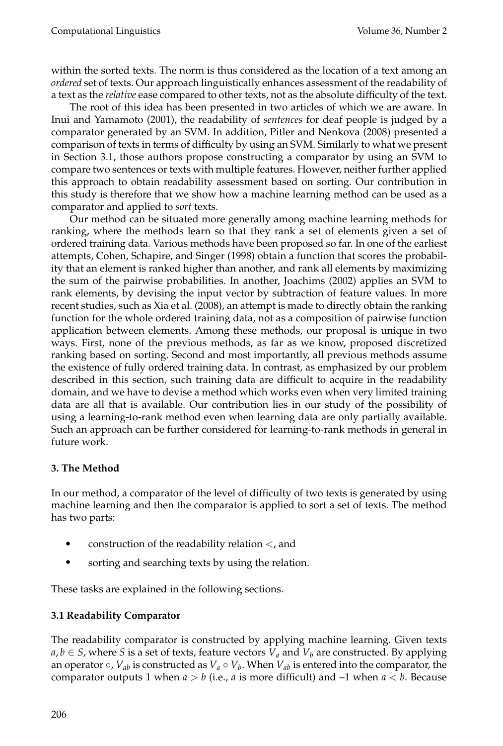within the sorted texts. The norm is thus considered as the location of a text among an *ordered* set of texts. Our approach linguistically enhances assessment of the readability of a text as the *relative* ease compared to other texts, not as the absolute difficulty of the text.

The root of this idea has been presented in two articles of which we are aware. In Inui and Yamamoto (2001), the readability of *sentences* for deaf people is judged by a comparator generated by an SVM. In addition, Pitler and Nenkova (2008) presented a comparison of texts in terms of difficulty by using an SVM. Similarly to what we present in Section 3.1, those authors propose constructing a comparator by using an SVM to compare two sentences or texts with multiple features. However, neither further applied this approach to obtain readability assessment based on sorting. Our contribution in this study is therefore that we show how a machine learning method can be used as a comparator and applied to *sort* texts.

Our method can be situated more generally among machine learning methods for ranking, where the methods learn so that they rank a set of elements given a set of ordered training data. Various methods have been proposed so far. In one of the earliest attempts, Cohen, Schapire, and Singer (1998) obtain a function that scores the probability that an element is ranked higher than another, and rank all elements by maximizing the sum of the pairwise probabilities. In another, Joachims (2002) applies an SVM to rank elements, by devising the input vector by subtraction of feature values. In more recent studies, such as Xia et al. (2008), an attempt is made to directly obtain the ranking function for the whole ordered training data, not as a composition of pairwise function application between elements. Among these methods, our proposal is unique in two ways. First, none of the previous methods, as far as we know, proposed discretized ranking based on sorting. Second and most importantly, all previous methods assume the existence of fully ordered training data. In contrast, as emphasized by our problem described in this section, such training data are difficult to acquire in the readability domain, and we have to devise a method which works even when very limited training data are all that is available. Our contribution lies in our study of the possibility of using a learning-to-rank method even when learning data are only partially available. Such an approach can be further considered for learning-to-rank methods in general in future work.

## 3. The Method

In our method, a comparator of the level of difficulty of two texts is generated by using machine learning and then the comparator is applied to sort a set of texts. The method has two parts:

- construction of the readability relation $<$, and
- sorting and searching texts by using the relation.

These tasks are explained in the following sections.

### 3.1 Readability Comparator

The readability comparator is constructed by applying machine learning. Given texts $a, b \in S$, where $S$ is a set of texts, feature vectors $V_a$ and $V_b$ are constructed. By applying an operator $\circ$, $V_{ab}$ is constructed as $V_a \circ V_b$. When $V_{ab}$ is entered into the comparator, the comparator outputs 1 when $a > b$ (i.e., $a$ is more difficult) and –1 when $a < b$. Because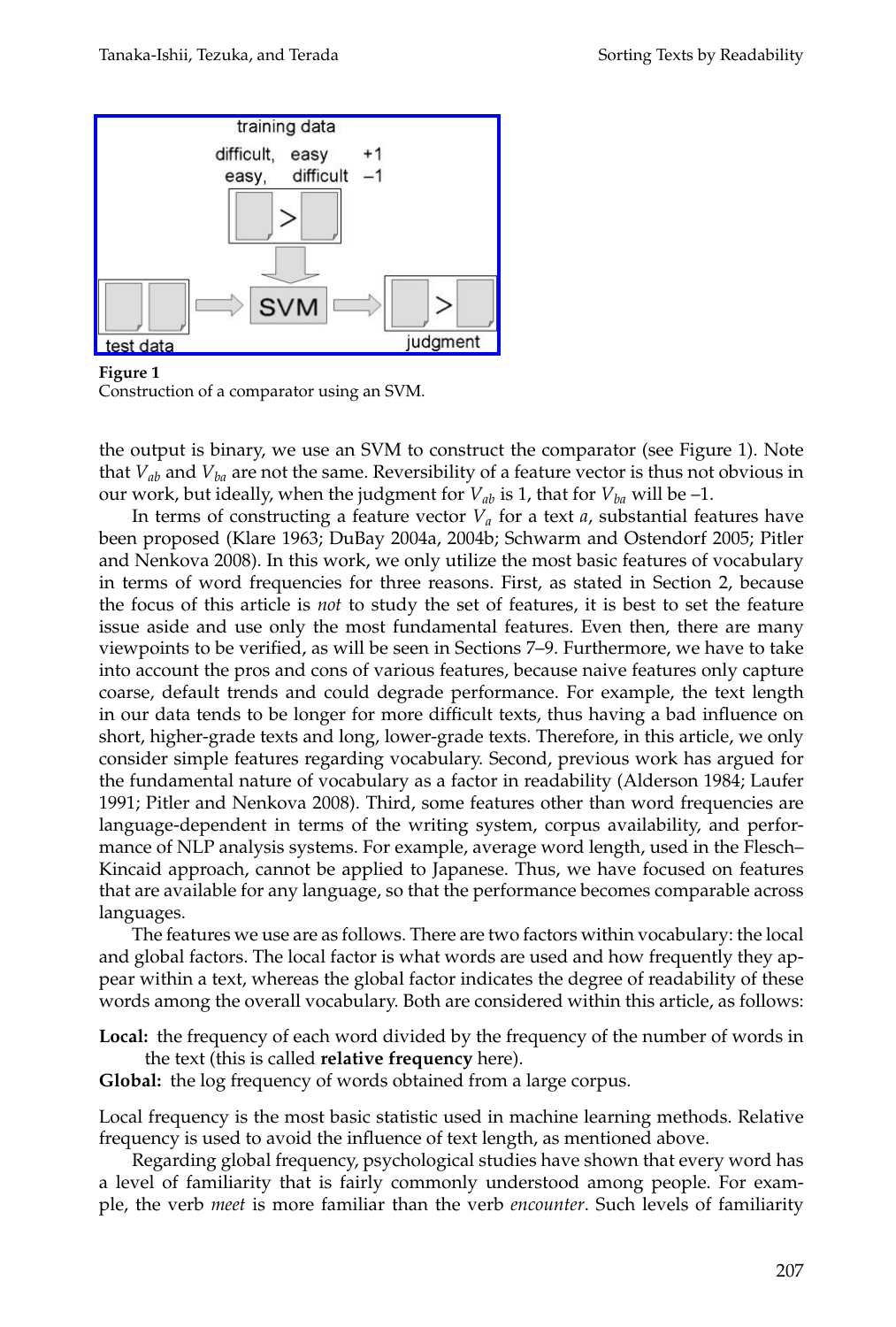training data

difficult, easy +1

easy, difficult –1

SVM

test data

judgment

**Figure 1**
Construction of a comparator using an SVM.

the output is binary, we use an SVM to construct the comparator (see Figure 1). Note that $V_{ab}$ and $V_{ba}$ are not the same. Reversibility of a feature vector is thus not obvious in our work, but ideally, when the judgment for $V_{ab}$ is 1, that for $V_{ba}$ will be –1.

In terms of constructing a feature vector $V_a$ for a text $a$, substantial features have been proposed (Klare 1963; DuBay 2004a, 2004b; Schwarm and Ostendorf 2005; Pitler and Nenkova 2008). In this work, we only utilize the most basic features of vocabulary in terms of word frequencies for three reasons. First, as stated in Section 2, because the focus of this article is *not* to study the set of features, it is best to set the feature issue aside and use only the most fundamental features. Even then, there are many viewpoints to be verified, as will be seen in Sections 7–9. Furthermore, we have to take into account the pros and cons of various features, because naive features only capture coarse, default trends and could degrade performance. For example, the text length in our data tends to be longer for more difficult texts, thus having a bad influence on short, higher-grade texts and long, lower-grade texts. Therefore, in this article, we only consider simple features regarding vocabulary. Second, previous work has argued for the fundamental nature of vocabulary as a factor in readability (Alderson 1984; Laufer 1991; Pitler and Nenkova 2008). Third, some features other than word frequencies are language-dependent in terms of the writing system, corpus availability, and performance of NLP analysis systems. For example, average word length, used in the Flesch–Kincaid approach, cannot be applied to Japanese. Thus, we have focused on features that are available for any language, so that the performance becomes comparable across languages.

The features we use are as follows. There are two factors within vocabulary: the local and global factors. The local factor is what words are used and how frequently they appear within a text, whereas the global factor indicates the degree of readability of these words among the overall vocabulary. Both are considered within this article, as follows:

**Local:** the frequency of each word divided by the frequency of the number of words in the text (this is called **relative frequency** here).

**Global:** the log frequency of words obtained from a large corpus.

Local frequency is the most basic statistic used in machine learning methods. Relative frequency is used to avoid the influence of text length, as mentioned above.

Regarding global frequency, psychological studies have shown that every word has a level of familiarity that is fairly commonly understood among people. For example, the verb *meet* is more familiar than the verb *encounter*. Such levels of familiarity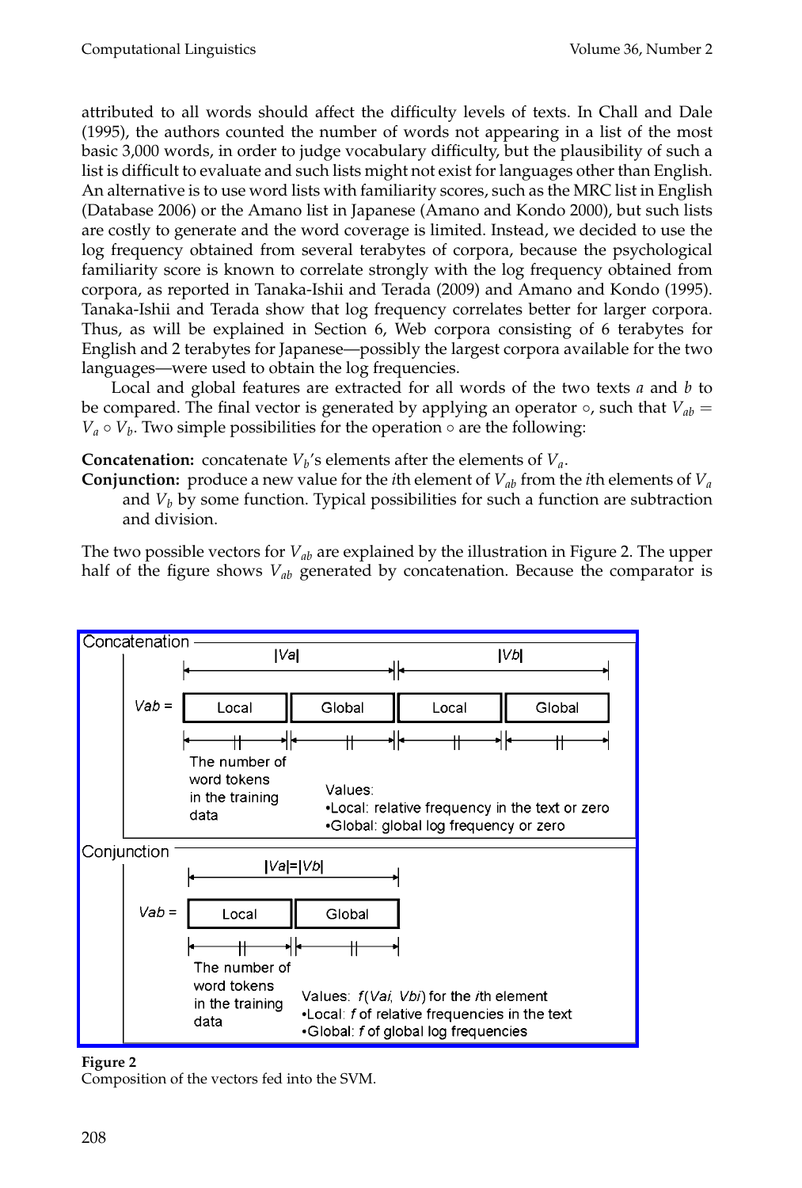attributed to all words should affect the difficulty levels of texts. In Chall and Dale (1995), the authors counted the number of words not appearing in a list of the most basic 3,000 words, in order to judge vocabulary difficulty, but the plausibility of such a list is difficult to evaluate and such lists might not exist for languages other than English. An alternative is to use word lists with familiarity scores, such as the MRC list in English (Database 2006) or the Amano list in Japanese (Amano and Kondo 2000), but such lists are costly to generate and the word coverage is limited. Instead, we decided to use the log frequency obtained from several terabytes of corpora, because the psychological familiarity score is known to correlate strongly with the log frequency obtained from corpora, as reported in Tanaka-Ishii and Terada (2009) and Amano and Kondo (1995). Tanaka-Ishii and Terada show that log frequency correlates better for larger corpora. Thus, as will be explained in Section 6, Web corpora consisting of 6 terabytes for English and 2 terabytes for Japanese—possibly the largest corpora available for the two languages—were used to obtain the log frequencies.

Local and global features are extracted for all words of the two texts $a$ and $b$ to be compared. The final vector is generated by applying an operator $\circ$, such that $V_{ab} = V_a \circ V_b$. Two simple possibilities for the operation $\circ$ are the following:

**Concatenation:** concatenate $V_b$'s elements after the elements of $V_a$.

**Conjunction:** produce a new value for the $i$th element of $V_{ab}$ from the $i$th elements of $V_a$ and $V_b$ by some function. Typical possibilities for such a function are subtraction and division.

The two possible vectors for $V_{ab}$ are explained by the illustration in Figure 2. The upper half of the figure shows $V_{ab}$ generated by concatenation. Because the comparator is

**Figure 2**
Composition of the vectors fed into the SVM.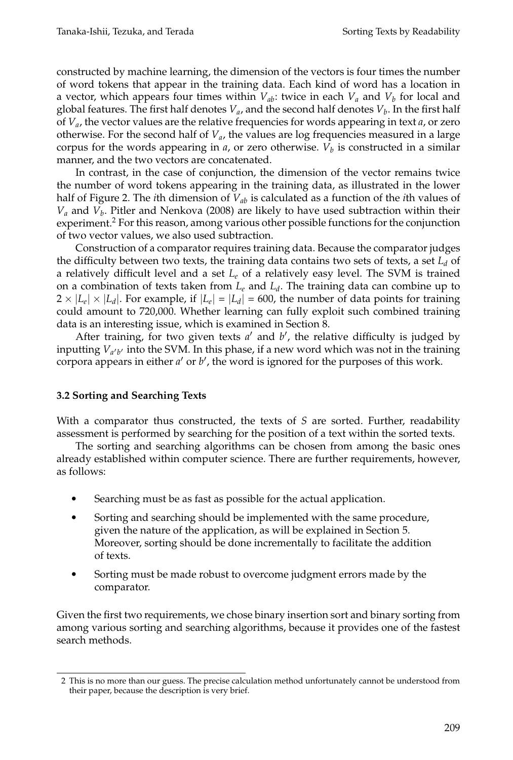constructed by machine learning, the dimension of the vectors is four times the number of word tokens that appear in the training data. Each kind of word has a location in a vector, which appears four times within $V_{ab}$: twice in each $V_a$ and $V_b$ for local and global features. The first half denotes $V_a$, and the second half denotes $V_b$. In the first half of $V_a$, the vector values are the relative frequencies for words appearing in text $a$, or zero otherwise. For the second half of $V_a$, the values are log frequencies measured in a large corpus for the words appearing in $a$, or zero otherwise. $V_b$ is constructed in a similar manner, and the two vectors are concatenated.

In contrast, in the case of conjunction, the dimension of the vector remains twice the number of word tokens appearing in the training data, as illustrated in the lower half of Figure 2. The $i$th dimension of $V_{ab}$ is calculated as a function of the $i$th values of $V_a$ and $V_b$. Pitler and Nenkova (2008) are likely to have used subtraction within their experiment.[2] For this reason, among various other possible functions for the conjunction of two vector values, we also used subtraction.

Construction of a comparator requires training data. Because the comparator judges the difficulty between two texts, the training data contains two sets of texts, a set $L_d$ of a relatively difficult level and a set $L_e$ of a relatively easy level. The SVM is trained on a combination of texts taken from $L_e$ and $L_d$. The training data can combine up to $2 \times |L_e| \times |L_d|$. For example, if $|L_e| = |L_d| = 600$, the number of data points for training could amount to 720,000. Whether learning can fully exploit such combined training data is an interesting issue, which is examined in Section 8.

After training, for two given texts $a'$ and $b'$, the relative difficulty is judged by inputting $V_{a'b'}$ into the SVM. In this phase, if a new word which was not in the training corpora appears in either $a'$ or $b'$, the word is ignored for the purposes of this work.

### 3.2 Sorting and Searching Texts

With a comparator thus constructed, the texts of $S$ are sorted. Further, readability assessment is performed by searching for the position of a text within the sorted texts.

The sorting and searching algorithms can be chosen from among the basic ones already established within computer science. There are further requirements, however, as follows:

- Searching must be as fast as possible for the actual application.
- Sorting and searching should be implemented with the same procedure, given the nature of the application, as will be explained in Section 5. Moreover, sorting should be done incrementally to facilitate the addition of texts.
- Sorting must be made robust to overcome judgment errors made by the comparator.

Given the first two requirements, we chose binary insertion sort and binary sorting from among various sorting and searching algorithms, because it provides one of the fastest search methods.

2 This is no more than our guess. The precise calculation method unfortunately cannot be understood from their paper, because the description is very brief.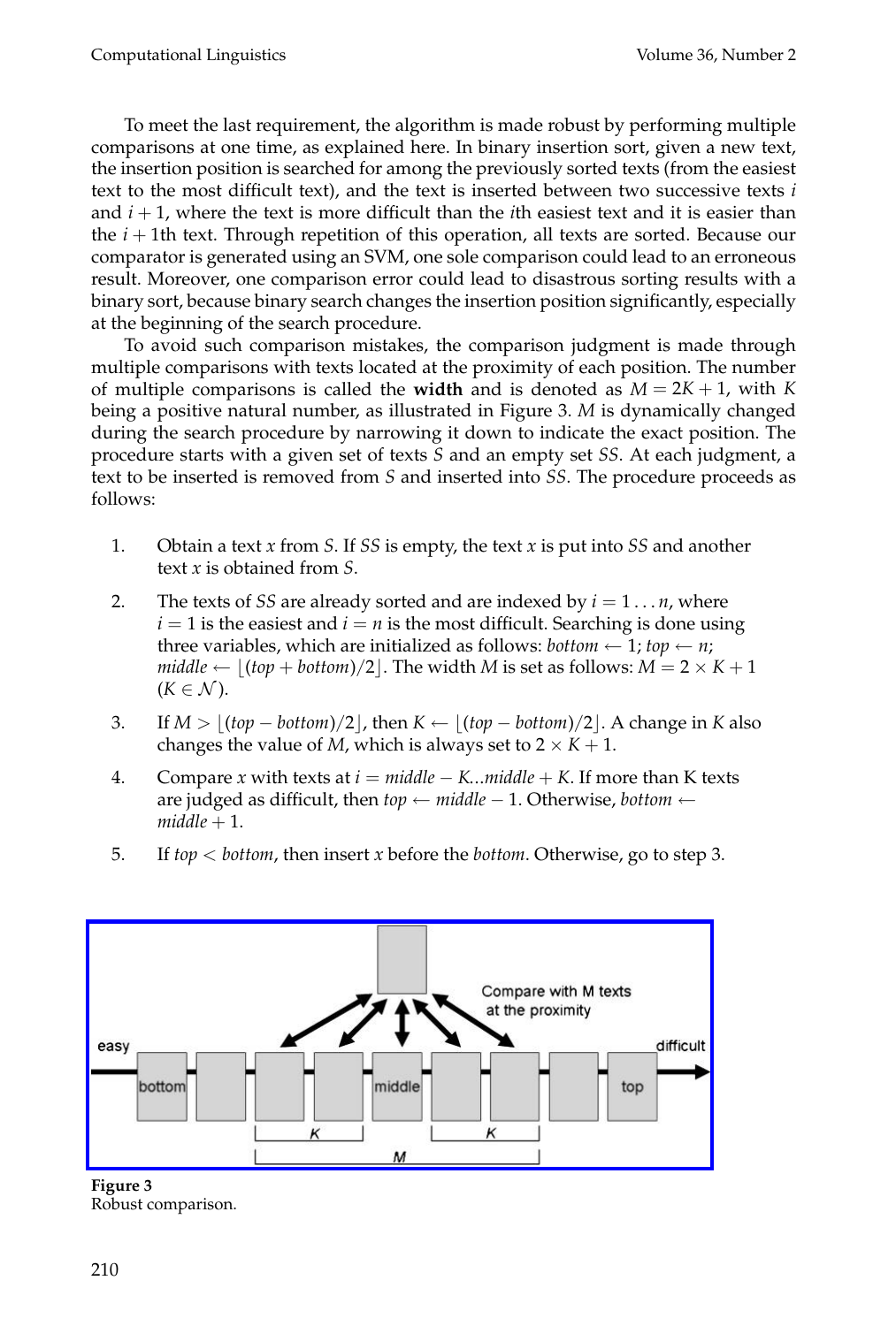To meet the last requirement, the algorithm is made robust by performing multiple comparisons at one time, as explained here. In binary insertion sort, given a new text, the insertion position is searched for among the previously sorted texts (from the easiest text to the most difficult text), and the text is inserted between two successive texts $i$ and $i+1$, where the text is more difficult than the $i$th easiest text and it is easier than the $i+1$th text. Through repetition of this operation, all texts are sorted. Because our comparator is generated using an SVM, one sole comparison could lead to an erroneous result. Moreover, one comparison error could lead to disastrous sorting results with a binary sort, because binary search changes the insertion position significantly, especially at the beginning of the search procedure.

To avoid such comparison mistakes, the comparison judgment is made through multiple comparisons with texts located at the proximity of each position. The number of multiple comparisons is called the **width** and is denoted as $M = 2K + 1$, with $K$ being a positive natural number, as illustrated in Figure 3. $M$ is dynamically changed during the search procedure by narrowing it down to indicate the exact position. The procedure starts with a given set of texts $S$ and an empty set $SS$. At each judgment, a text to be inserted is removed from $S$ and inserted into $SS$. The procedure proceeds as follows:

1. Obtain a text $x$ from $S$. If $SS$ is empty, the text $x$ is put into $SS$ and another text $x$ is obtained from $S$.
2. The texts of $SS$ are already sorted and are indexed by $i = 1 \ldots n$, where $i = 1$ is the easiest and $i = n$ is the most difficult. Searching is done using three variables, which are initialized as follows: $bottom \leftarrow 1$; $top \leftarrow n$; $middle \leftarrow \lfloor (top + bottom)/2 \rfloor$. The width $M$ is set as follows: $M = 2 \times K + 1$ ($K \in \mathcal{N}$).
3. If $M > \lfloor (top - bottom)/2 \rfloor$, then $K \leftarrow \lfloor (top - bottom)/2 \rfloor$. A change in $K$ also changes the value of $M$, which is always set to $2 \times K + 1$.
4. Compare $x$ with texts at $i = middle - K ... middle + K$. If more than K texts are judged as difficult, then $top \leftarrow middle - 1$. Otherwise, $bottom \leftarrow middle + 1$.
5. If $top < bottom$, then insert $x$ before the $bottom$. Otherwise, go to step 3.

**Figure 3**
Robust comparison.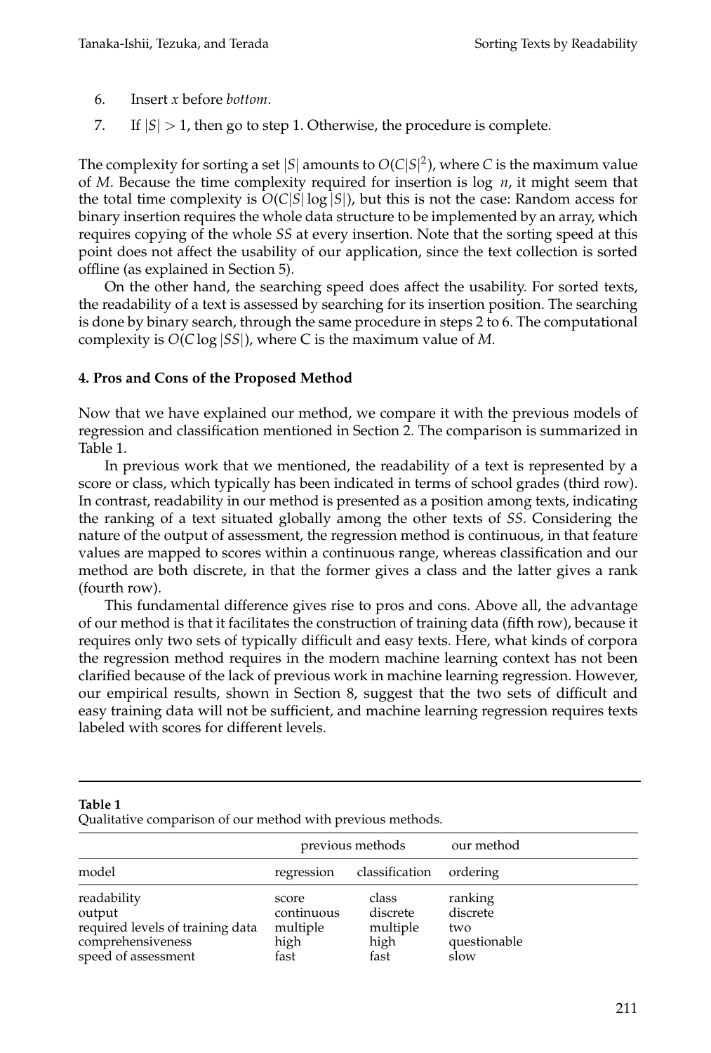6. Insert $x$ before *bottom*.
7. If $|S| > 1$, then go to step 1. Otherwise, the procedure is complete.

The complexity for sorting a set $|S|$ amounts to $O(C|S|^2)$, where $C$ is the maximum value of $M$. Because the time complexity required for insertion is $\log\ n$, it might seem that the total time complexity is $O(C|S|\log|S|)$, but this is not the case: Random access for binary insertion requires the whole data structure to be implemented by an array, which requires copying of the whole $SS$ at every insertion. Note that the sorting speed at this point does not affect the usability of our application, since the text collection is sorted offline (as explained in Section 5).

On the other hand, the searching speed does affect the usability. For sorted texts, the readability of a text is assessed by searching for its insertion position. The searching is done by binary search, through the same procedure in steps 2 to 6. The computational complexity is $O(C\log|SS|)$, where C is the maximum value of $M$.

## 4. Pros and Cons of the Proposed Method

Now that we have explained our method, we compare it with the previous models of regression and classification mentioned in Section 2. The comparison is summarized in Table 1.

In previous work that we mentioned, the readability of a text is represented by a score or class, which typically has been indicated in terms of school grades (third row). In contrast, readability in our method is presented as a position among texts, indicating the ranking of a text situated globally among the other texts of $SS$. Considering the nature of the output of assessment, the regression method is continuous, in that feature values are mapped to scores within a continuous range, whereas classification and our method are both discrete, in that the former gives a class and the latter gives a rank (fourth row).

This fundamental difference gives rise to pros and cons. Above all, the advantage of our method is that it facilitates the construction of training data (fifth row), because it requires only two sets of typically difficult and easy texts. Here, what kinds of corpora the regression method requires in the modern machine learning context has not been clarified because of the lack of previous work in machine learning regression. However, our empirical results, shown in Section 8, suggest that the two sets of difficult and easy training data will not be sufficient, and machine learning regression requires texts labeled with scores for different levels.

**Table 1**
Qualitative comparison of our method with previous methods.

| | previous methods | | our method |
|---|---|---|---|
| model | regression | classification | ordering |
| readability | score | class | ranking |
| output | continuous | discrete | discrete |
| required levels of training data | multiple | multiple | two |
| comprehensiveness | high | high | questionable |
| speed of assessment | fast | fast | slow |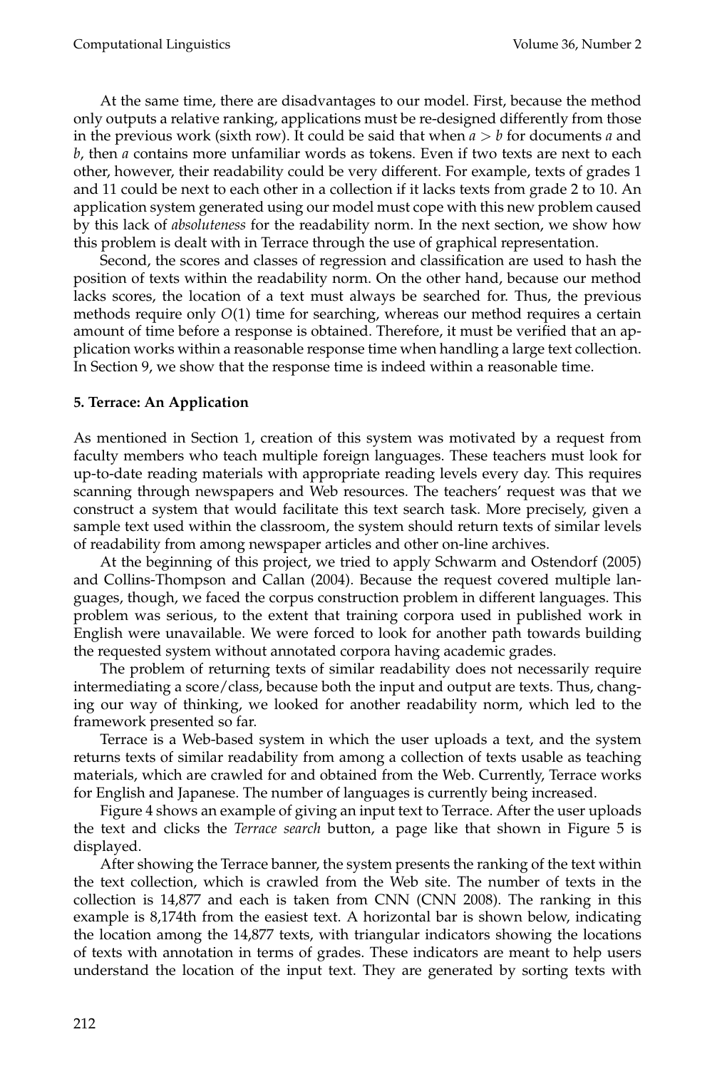At the same time, there are disadvantages to our model. First, because the method only outputs a relative ranking, applications must be re-designed differently from those in the previous work (sixth row). It could be said that when $a > b$ for documents $a$ and $b$, then $a$ contains more unfamiliar words as tokens. Even if two texts are next to each other, however, their readability could be very different. For example, texts of grades 1 and 11 could be next to each other in a collection if it lacks texts from grade 2 to 10. An application system generated using our model must cope with this new problem caused by this lack of *absoluteness* for the readability norm. In the next section, we show how this problem is dealt with in Terrace through the use of graphical representation.

Second, the scores and classes of regression and classification are used to hash the position of texts within the readability norm. On the other hand, because our method lacks scores, the location of a text must always be searched for. Thus, the previous methods require only $O(1)$ time for searching, whereas our method requires a certain amount of time before a response is obtained. Therefore, it must be verified that an application works within a reasonable response time when handling a large text collection. In Section 9, we show that the response time is indeed within a reasonable time.

## 5. Terrace: An Application

As mentioned in Section 1, creation of this system was motivated by a request from faculty members who teach multiple foreign languages. These teachers must look for up-to-date reading materials with appropriate reading levels every day. This requires scanning through newspapers and Web resources. The teachers' request was that we construct a system that would facilitate this text search task. More precisely, given a sample text used within the classroom, the system should return texts of similar levels of readability from among newspaper articles and other on-line archives.

At the beginning of this project, we tried to apply Schwarm and Ostendorf (2005) and Collins-Thompson and Callan (2004). Because the request covered multiple languages, though, we faced the corpus construction problem in different languages. This problem was serious, to the extent that training corpora used in published work in English were unavailable. We were forced to look for another path towards building the requested system without annotated corpora having academic grades.

The problem of returning texts of similar readability does not necessarily require intermediating a score/class, because both the input and output are texts. Thus, changing our way of thinking, we looked for another readability norm, which led to the framework presented so far.

Terrace is a Web-based system in which the user uploads a text, and the system returns texts of similar readability from among a collection of texts usable as teaching materials, which are crawled for and obtained from the Web. Currently, Terrace works for English and Japanese. The number of languages is currently being increased.

Figure 4 shows an example of giving an input text to Terrace. After the user uploads the text and clicks the *Terrace search* button, a page like that shown in Figure 5 is displayed.

After showing the Terrace banner, the system presents the ranking of the text within the text collection, which is crawled from the Web site. The number of texts in the collection is 14,877 and each is taken from CNN (CNN 2008). The ranking in this example is 8,174th from the easiest text. A horizontal bar is shown below, indicating the location among the 14,877 texts, with triangular indicators showing the locations of texts with annotation in terms of grades. These indicators are meant to help users understand the location of the input text. They are generated by sorting texts with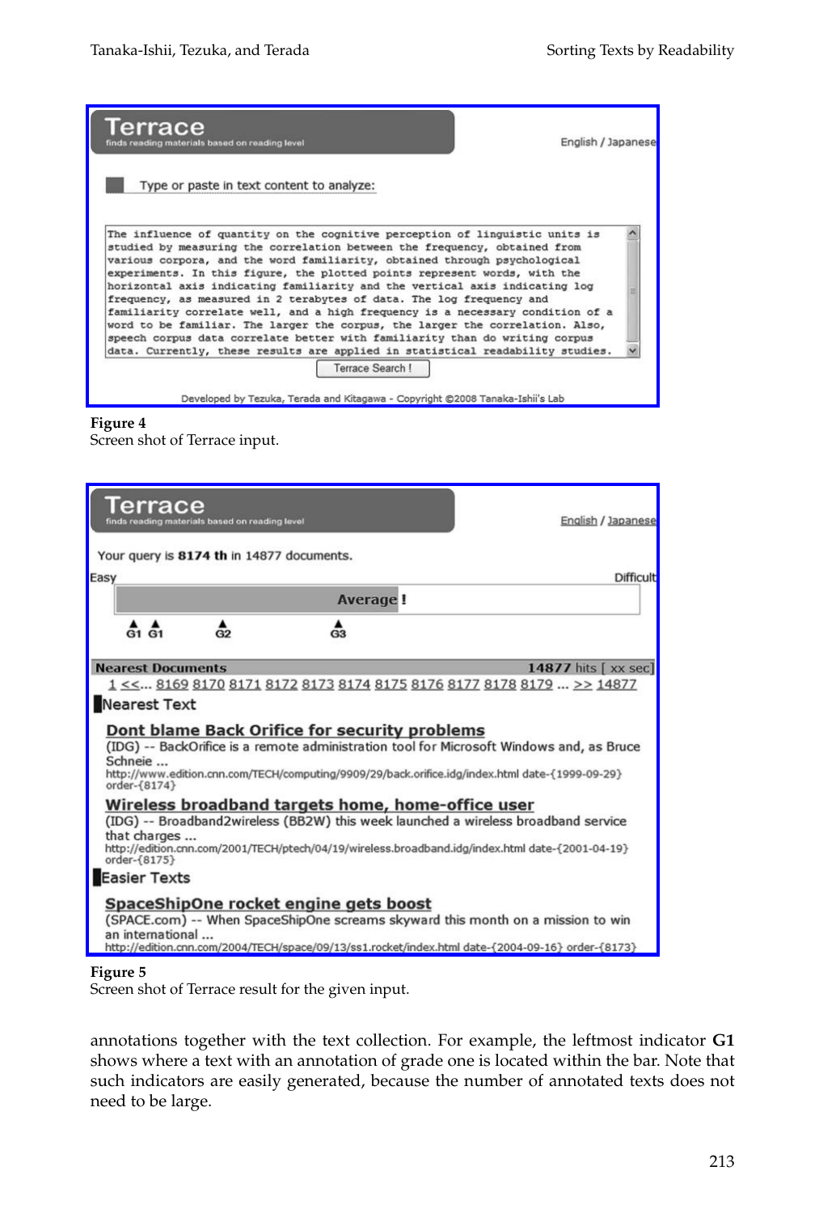**Figure 4**
Screen shot of Terrace input.

**Figure 5**
Screen shot of Terrace result for the given input.

annotations together with the text collection. For example, the leftmost indicator **G1** shows where a text with an annotation of grade one is located within the bar. Note that such indicators are easily generated, because the number of annotated texts does not need to be large.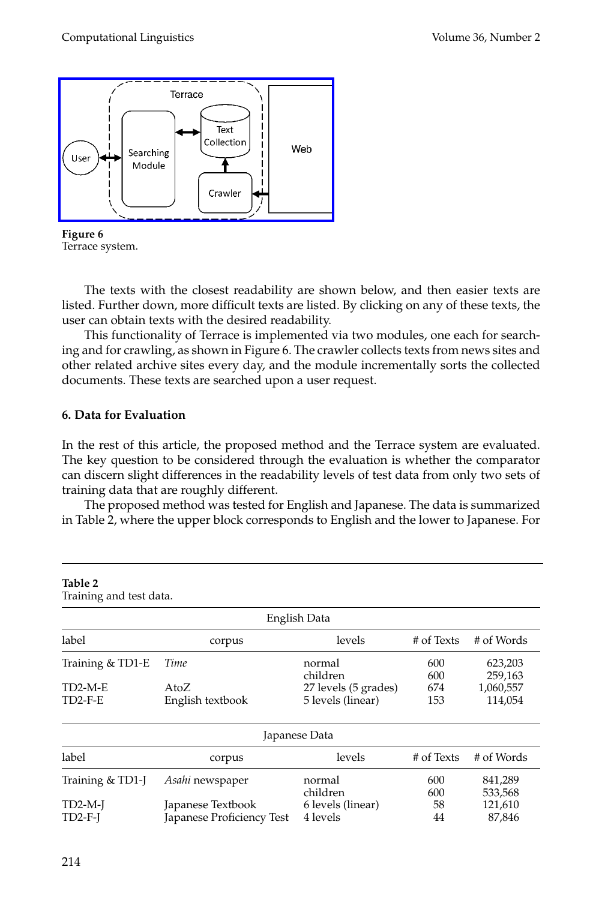Figure 6
Terrace system.

The texts with the closest readability are shown below, and then easier texts are listed. Further down, more difficult texts are listed. By clicking on any of these texts, the user can obtain texts with the desired readability.

This functionality of Terrace is implemented via two modules, one each for searching and for crawling, as shown in Figure 6. The crawler collects texts from news sites and other related archive sites every day, and the module incrementally sorts the collected documents. These texts are searched upon a user request.

## 6. Data for Evaluation

In the rest of this article, the proposed method and the Terrace system are evaluated. The key question to be considered through the evaluation is whether the comparator can discern slight differences in the readability levels of test data from only two sets of training data that are roughly different.

The proposed method was tested for English and Japanese. The data is summarized in Table 2, where the upper block corresponds to English and the lower to Japanese. For

**Table 2**
Training and test data.

| English Data | | | | |
|---|---|---|---|---|
| label | corpus | levels | # of Texts | # of Words |
| Training & TD1-E | *Time* | normal | 600 | 623,203 |
| | | children | 600 | 259,163 |
| TD2-M-E | AtoZ | 27 levels (5 grades) | 674 | 1,060,557 |
| TD2-F-E | English textbook | 5 levels (linear) | 153 | 114,054 |
| **Japanese Data** | | | | |
| label | corpus | levels | # of Texts | # of Words |
| Training & TD1-J | *Asahi* newspaper | normal | 600 | 841,289 |
| | | children | 600 | 533,568 |
| TD2-M-J | Japanese Textbook | 6 levels (linear) | 58 | 121,610 |
| TD2-F-J | Japanese Proficiency Test | 4 levels | 44 | 87,846 |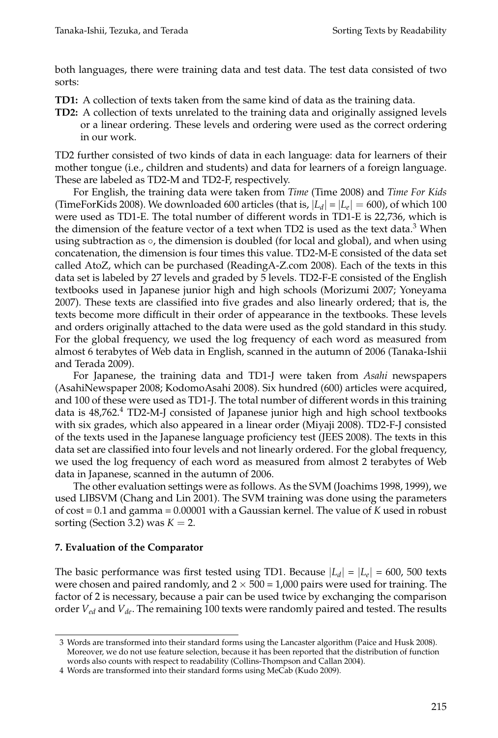both languages, there were training data and test data. The test data consisted of two sorts:

**TD1:** A collection of texts taken from the same kind of data as the training data.

**TD2:** A collection of texts unrelated to the training data and originally assigned levels or a linear ordering. These levels and ordering were used as the correct ordering in our work.

TD2 further consisted of two kinds of data in each language: data for learners of their mother tongue (i.e., children and students) and data for learners of a foreign language. These are labeled as TD2-M and TD2-F, respectively.

For English, the training data were taken from *Time* (Time 2008) and *Time For Kids* (TimeForKids 2008). We downloaded 600 articles (that is, $|L_d| = |L_e| = 600$), of which 100 were used as TD1-E. The total number of different words in TD1-E is 22,736, which is the dimension of the feature vector of a text when TD2 is used as the text data.[3] When using subtraction as $\circ$, the dimension is doubled (for local and global), and when using concatenation, the dimension is four times this value. TD2-M-E consisted of the data set called AtoZ, which can be purchased (ReadingA-Z.com 2008). Each of the texts in this data set is labeled by 27 levels and graded by 5 levels. TD2-F-E consisted of the English textbooks used in Japanese junior high and high schools (Morizumi 2007; Yoneyama 2007). These texts are classified into five grades and also linearly ordered; that is, the texts become more difficult in their order of appearance in the textbooks. These levels and orders originally attached to the data were used as the gold standard in this study. For the global frequency, we used the log frequency of each word as measured from almost 6 terabytes of Web data in English, scanned in the autumn of 2006 (Tanaka-Ishii and Terada 2009).

For Japanese, the training data and TD1-J were taken from *Asahi* newspapers (AsahiNewspaper 2008; KodomoAsahi 2008). Six hundred (600) articles were acquired, and 100 of these were used as TD1-J. The total number of different words in this training data is 48,762.[4] TD2-M-J consisted of Japanese junior high and high school textbooks with six grades, which also appeared in a linear order (Miyaji 2008). TD2-F-J consisted of the texts used in the Japanese language proficiency test (JEES 2008). The texts in this data set are classified into four levels and not linearly ordered. For the global frequency, we used the log frequency of each word as measured from almost 2 terabytes of Web data in Japanese, scanned in the autumn of 2006.

The other evaluation settings were as follows. As the SVM (Joachims 1998, 1999), we used LIBSVM (Chang and Lin 2001). The SVM training was done using the parameters of cost = 0.1 and gamma = 0.00001 with a Gaussian kernel. The value of $K$ used in robust sorting (Section 3.2) was $K = 2$.

## 7. Evaluation of the Comparator

The basic performance was first tested using TD1. Because $|L_d| = |L_e| = 600$, 500 texts were chosen and paired randomly, and $2 \times 500 = 1{,}000$ pairs were used for training. The factor of 2 is necessary, because a pair can be used twice by exchanging the comparison order $V_{ed}$ and $V_{de}$. The remaining 100 texts were randomly paired and tested. The results

---

3 Words are transformed into their standard forms using the Lancaster algorithm (Paice and Husk 2008). Moreover, we do not use feature selection, because it has been reported that the distribution of function words also counts with respect to readability (Collins-Thompson and Callan 2004).

4 Words are transformed into their standard forms using MeCab (Kudo 2009).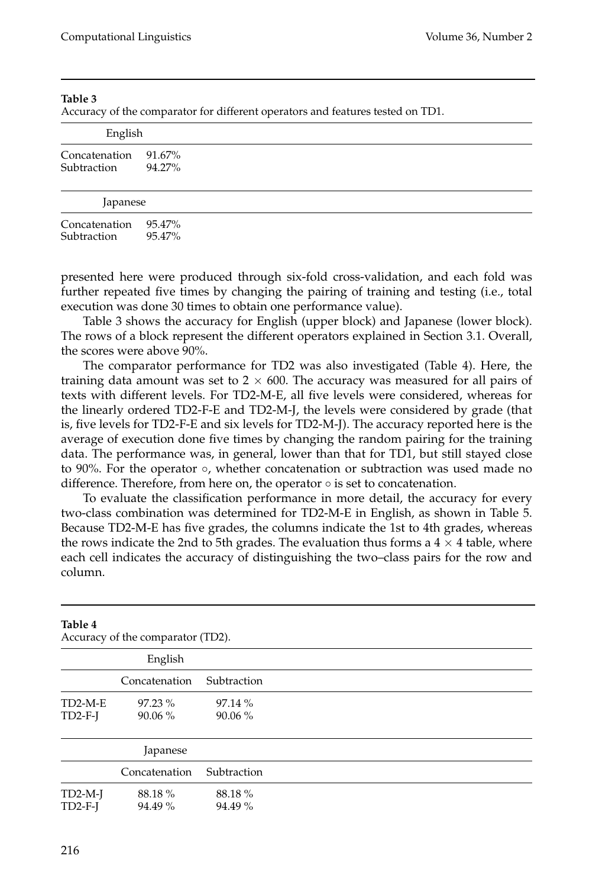**Table 3**
Accuracy of the comparator for different operators and features tested on TD1.

| English | |
|---|---|
| Concatenation | 91.67% |
| Subtraction | 94.27% |

| Japanese | |
|---|---|
| Concatenation | 95.47% |
| Subtraction | 95.47% |

presented here were produced through six-fold cross-validation, and each fold was further repeated five times by changing the pairing of training and testing (i.e., total execution was done 30 times to obtain one performance value).

Table 3 shows the accuracy for English (upper block) and Japanese (lower block). The rows of a block represent the different operators explained in Section 3.1. Overall, the scores were above 90%.

The comparator performance for TD2 was also investigated (Table 4). Here, the training data amount was set to $2 \times 600$. The accuracy was measured for all pairs of texts with different levels. For TD2-M-E, all five levels were considered, whereas for the linearly ordered TD2-F-E and TD2-M-J, the levels were considered by grade (that is, five levels for TD2-F-E and six levels for TD2-M-J). The accuracy reported here is the average of execution done five times by changing the random pairing for the training data. The performance was, in general, lower than that for TD1, but still stayed close to 90%. For the operator $\circ$, whether concatenation or subtraction was used made no difference. Therefore, from here on, the operator $\circ$ is set to concatenation.

To evaluate the classification performance in more detail, the accuracy for every two-class combination was determined for TD2-M-E in English, as shown in Table 5. Because TD2-M-E has five grades, the columns indicate the 1st to 4th grades, whereas the rows indicate the 2nd to 5th grades. The evaluation thus forms a $4 \times 4$ table, where each cell indicates the accuracy of distinguishing the two–class pairs for the row and column.

**Table 4**
Accuracy of the comparator (TD2).

| English | Concatenation | Subtraction |
|---|---|---|
| TD2-M-E | 97.23 % | 97.14 % |
| TD2-F-J | 90.06 % | 90.06 % |

| Japanese | Concatenation | Subtraction |
|---|---|---|
| TD2-M-J | 88.18 % | 88.18 % |
| TD2-F-J | 94.49 % | 94.49 % |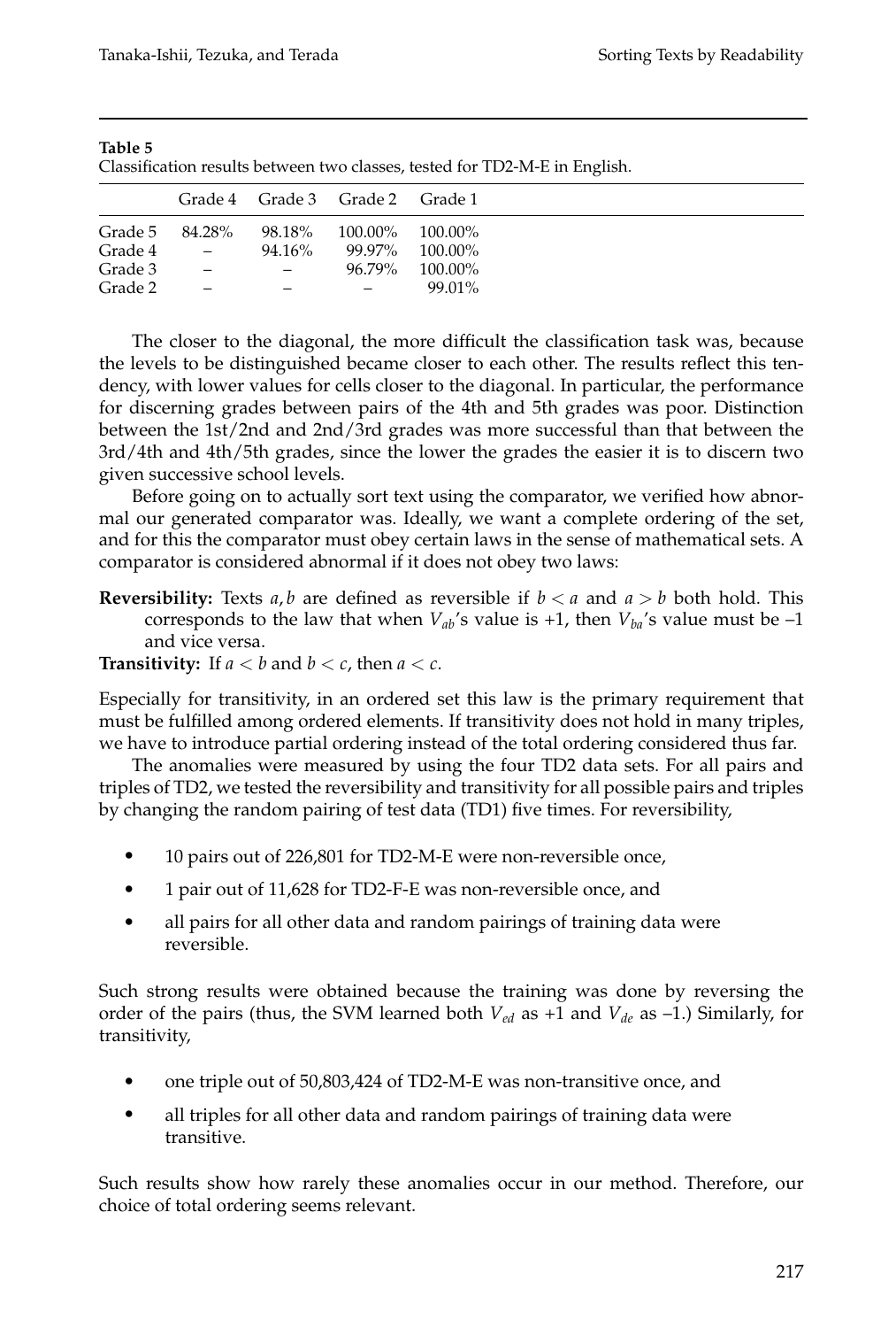**Table 5**
Classification results between two classes, tested for TD2-M-E in English.

| | Grade 4 | Grade 3 | Grade 2 | Grade 1 |
|---|---|---|---|---|
| Grade 5 | 84.28% | 98.18% | 100.00% | 100.00% |
| Grade 4 | – | 94.16% | 99.97% | 100.00% |
| Grade 3 | – | – | 96.79% | 100.00% |
| Grade 2 | – | – | – | 99.01% |

The closer to the diagonal, the more difficult the classification task was, because the levels to be distinguished became closer to each other. The results reflect this tendency, with lower values for cells closer to the diagonal. In particular, the performance for discerning grades between pairs of the 4th and 5th grades was poor. Distinction between the 1st/2nd and 2nd/3rd grades was more successful than that between the 3rd/4th and 4th/5th grades, since the lower the grades the easier it is to discern two given successive school levels.

Before going on to actually sort text using the comparator, we verified how abnormal our generated comparator was. Ideally, we want a complete ordering of the set, and for this the comparator must obey certain laws in the sense of mathematical sets. A comparator is considered abnormal if it does not obey two laws:

**Reversibility:** Texts $a, b$ are defined as reversible if $b < a$ and $a > b$ both hold. This corresponds to the law that when $V_{ab}$'s value is +1, then $V_{ba}$'s value must be –1 and vice versa.

**Transitivity:** If $a < b$ and $b < c$, then $a < c$.

Especially for transitivity, in an ordered set this law is the primary requirement that must be fulfilled among ordered elements. If transitivity does not hold in many triples, we have to introduce partial ordering instead of the total ordering considered thus far.

The anomalies were measured by using the four TD2 data sets. For all pairs and triples of TD2, we tested the reversibility and transitivity for all possible pairs and triples by changing the random pairing of test data (TD1) five times. For reversibility,

- 10 pairs out of 226,801 for TD2-M-E were non-reversible once,
- 1 pair out of 11,628 for TD2-F-E was non-reversible once, and
- all pairs for all other data and random pairings of training data were reversible.

Such strong results were obtained because the training was done by reversing the order of the pairs (thus, the SVM learned both $V_{ed}$ as +1 and $V_{de}$ as –1.) Similarly, for transitivity,

- one triple out of 50,803,424 of TD2-M-E was non-transitive once, and
- all triples for all other data and random pairings of training data were transitive.

Such results show how rarely these anomalies occur in our method. Therefore, our choice of total ordering seems relevant.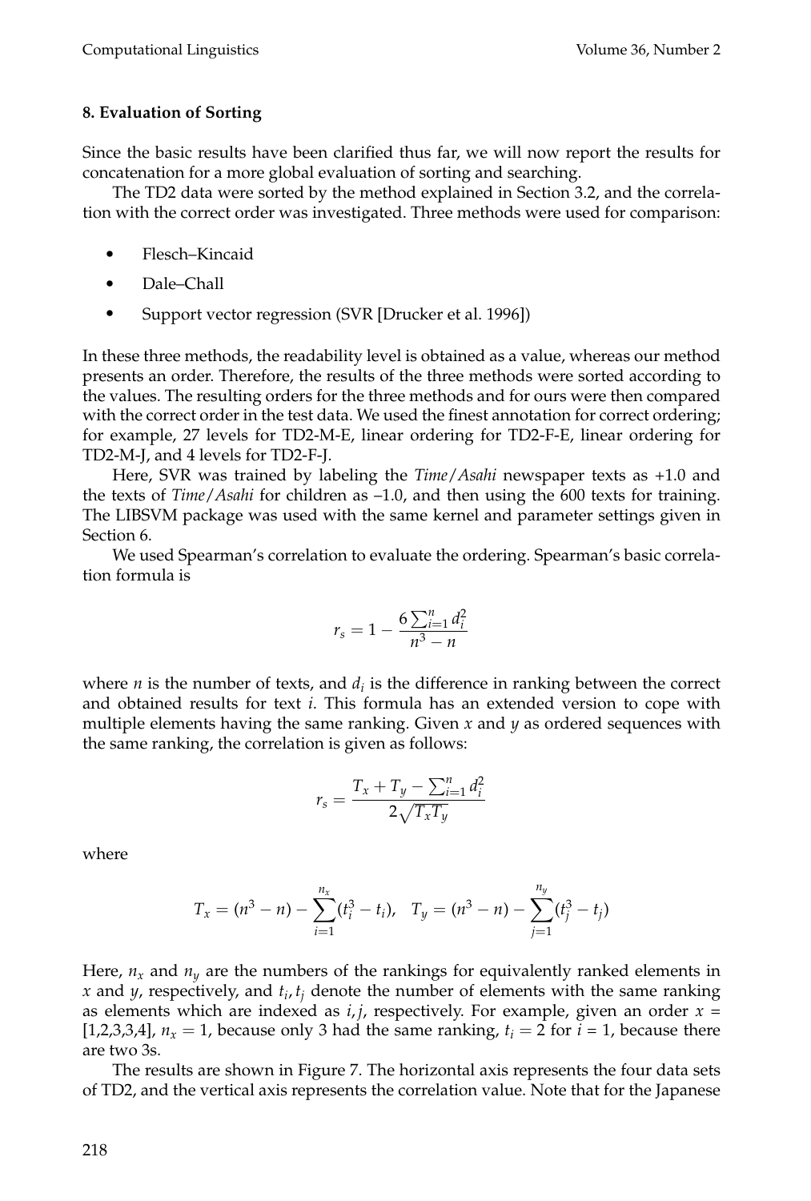## 8. Evaluation of Sorting

Since the basic results have been clarified thus far, we will now report the results for concatenation for a more global evaluation of sorting and searching.

The TD2 data were sorted by the method explained in Section 3.2, and the correlation with the correct order was investigated. Three methods were used for comparison:

- Flesch–Kincaid
- Dale–Chall
- Support vector regression (SVR [Drucker et al. 1996])

In these three methods, the readability level is obtained as a value, whereas our method presents an order. Therefore, the results of the three methods were sorted according to the values. The resulting orders for the three methods and for ours were then compared with the correct order in the test data. We used the finest annotation for correct ordering; for example, 27 levels for TD2-M-E, linear ordering for TD2-F-E, linear ordering for TD2-M-J, and 4 levels for TD2-F-J.

Here, SVR was trained by labeling the *Time*/*Asahi* newspaper texts as +1.0 and the texts of *Time*/*Asahi* for children as –1.0, and then using the 600 texts for training. The LIBSVM package was used with the same kernel and parameter settings given in Section 6.

We used Spearman's correlation to evaluate the ordering. Spearman's basic correlation formula is

$$r_s = 1 - \frac{6\sum_{i=1}^{n} d_i^2}{n^3 - n}$$

where $n$ is the number of texts, and $d_i$ is the difference in ranking between the correct and obtained results for text $i$. This formula has an extended version to cope with multiple elements having the same ranking. Given $x$ and $y$ as ordered sequences with the same ranking, the correlation is given as follows:

$$r_s = \frac{T_x + T_y - \sum_{i=1}^{n} d_i^2}{2\sqrt{T_x T_y}}$$

where

$$T_x = (n^3 - n) - \sum_{i=1}^{n_x}(t_i^3 - t_i), \quad T_y = (n^3 - n) - \sum_{j=1}^{n_y}(t_j^3 - t_j)$$

Here, $n_x$ and $n_y$ are the numbers of the rankings for equivalently ranked elements in $x$ and $y$, respectively, and $t_i, t_j$ denote the number of elements with the same ranking as elements which are indexed as $i, j$, respectively. For example, given an order $x$ = [1,2,3,3,4], $n_x = 1$, because only 3 had the same ranking, $t_i = 2$ for $i$ = 1, because there are two 3s.

The results are shown in Figure 7. The horizontal axis represents the four data sets of TD2, and the vertical axis represents the correlation value. Note that for the Japanese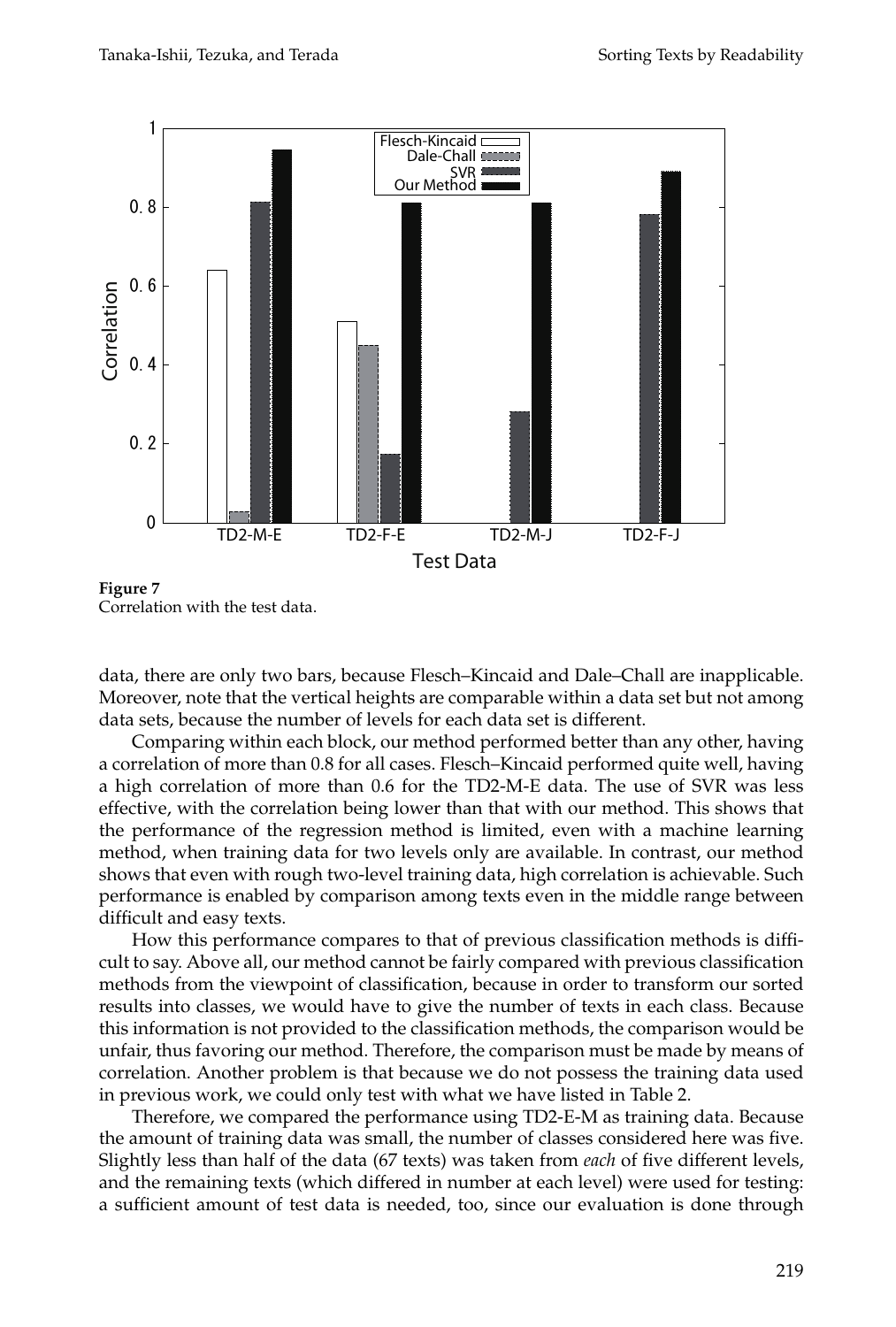**Figure 7**
Correlation with the test data.

data, there are only two bars, because Flesch–Kincaid and Dale–Chall are inapplicable. Moreover, note that the vertical heights are comparable within a data set but not among data sets, because the number of levels for each data set is different.

Comparing within each block, our method performed better than any other, having a correlation of more than 0.8 for all cases. Flesch–Kincaid performed quite well, having a high correlation of more than 0.6 for the TD2-M-E data. The use of SVR was less effective, with the correlation being lower than that with our method. This shows that the performance of the regression method is limited, even with a machine learning method, when training data for two levels only are available. In contrast, our method shows that even with rough two-level training data, high correlation is achievable. Such performance is enabled by comparison among texts even in the middle range between difficult and easy texts.

How this performance compares to that of previous classification methods is difficult to say. Above all, our method cannot be fairly compared with previous classification methods from the viewpoint of classification, because in order to transform our sorted results into classes, we would have to give the number of texts in each class. Because this information is not provided to the classification methods, the comparison would be unfair, thus favoring our method. Therefore, the comparison must be made by means of correlation. Another problem is that because we do not possess the training data used in previous work, we could only test with what we have listed in Table 2.

Therefore, we compared the performance using TD2-E-M as training data. Because the amount of training data was small, the number of classes considered here was five. Slightly less than half of the data (67 texts) was taken from *each* of five different levels, and the remaining texts (which differed in number at each level) were used for testing: a sufficient amount of test data is needed, too, since our evaluation is done through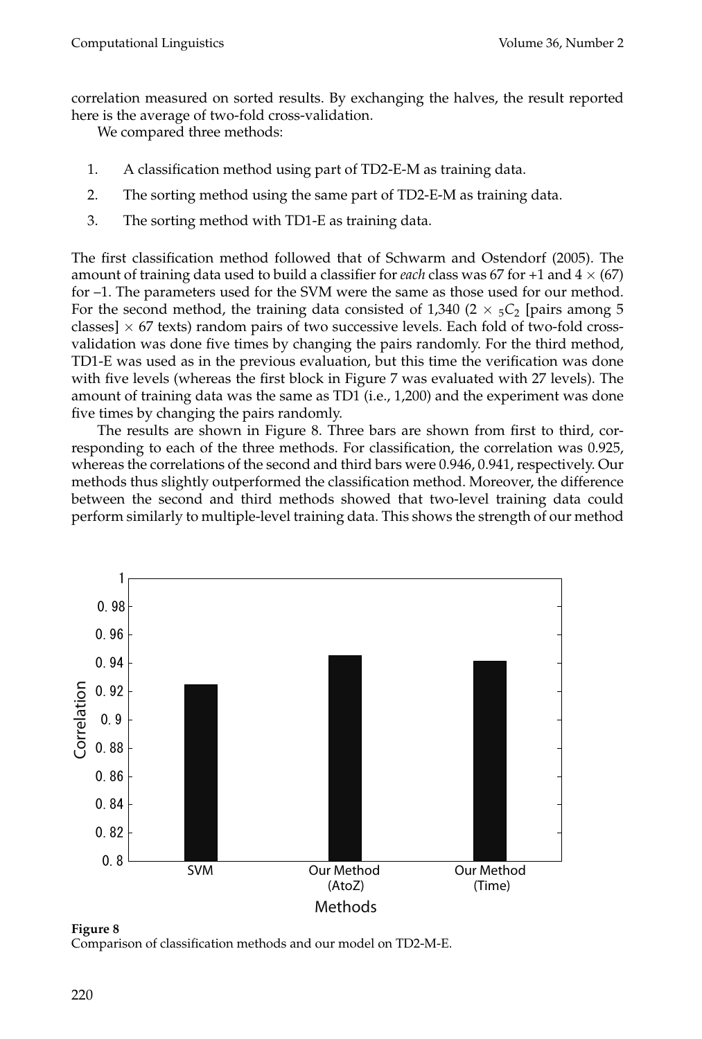correlation measured on sorted results. By exchanging the halves, the result reported here is the average of two-fold cross-validation.

We compared three methods:

1. A classification method using part of TD2-E-M as training data.
2. The sorting method using the same part of TD2-E-M as training data.
3. The sorting method with TD1-E as training data.

The first classification method followed that of Schwarm and Ostendorf (2005). The amount of training data used to build a classifier for *each* class was 67 for +1 and $4 \times (67)$ for –1. The parameters used for the SVM were the same as those used for our method. For the second method, the training data consisted of 1,340 ($2 \times {}_5C_2$ [pairs among 5 classes] $\times$ 67 texts) random pairs of two successive levels. Each fold of two-fold cross-validation was done five times by changing the pairs randomly. For the third method, TD1-E was used as in the previous evaluation, but this time the verification was done with five levels (whereas the first block in Figure 7 was evaluated with 27 levels). The amount of training data was the same as TD1 (i.e., 1,200) and the experiment was done five times by changing the pairs randomly.

The results are shown in Figure 8. Three bars are shown from first to third, corresponding to each of the three methods. For classification, the correlation was 0.925, whereas the correlations of the second and third bars were 0.946, 0.941, respectively. Our methods thus slightly outperformed the classification method. Moreover, the difference between the second and third methods showed that two-level training data could perform similarly to multiple-level training data. This shows the strength of our method

**Figure 8**
Comparison of classification methods and our model on TD2-M-E.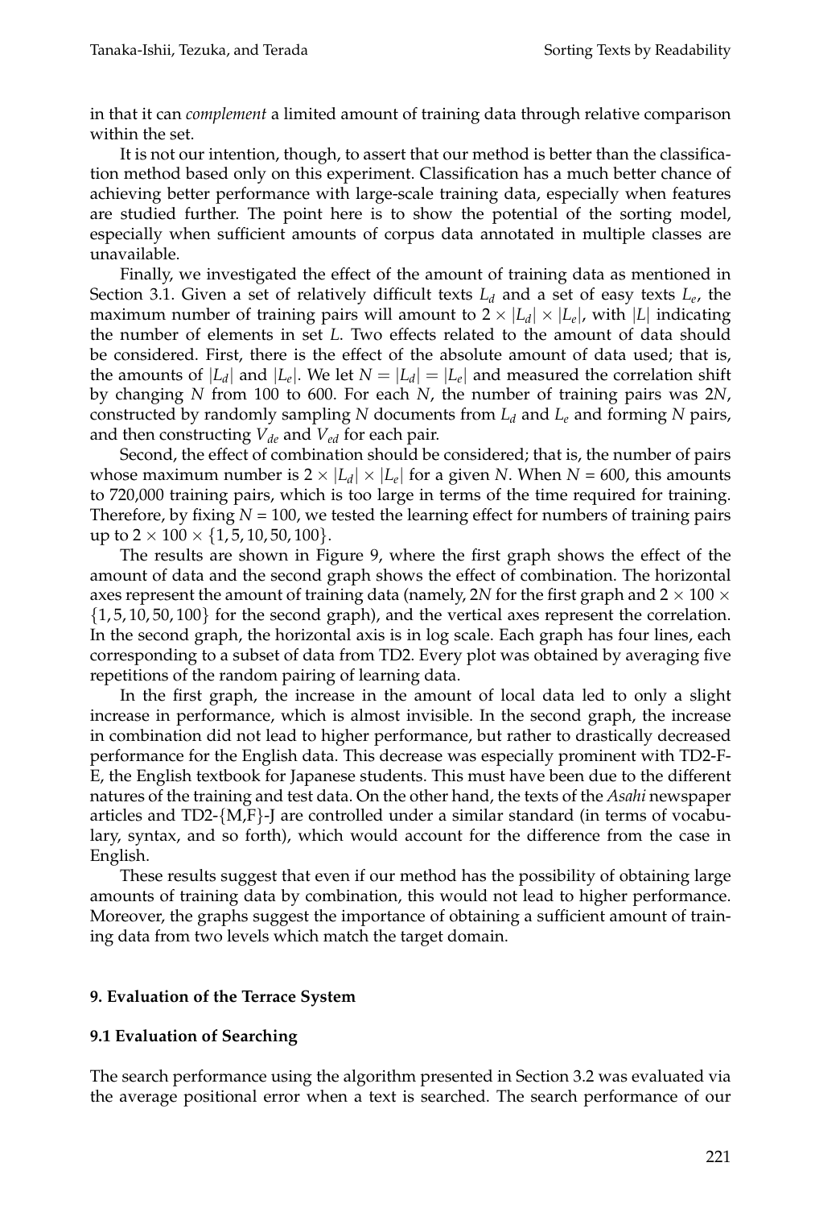in that it can *complement* a limited amount of training data through relative comparison within the set.

It is not our intention, though, to assert that our method is better than the classification method based only on this experiment. Classification has a much better chance of achieving better performance with large-scale training data, especially when features are studied further. The point here is to show the potential of the sorting model, especially when sufficient amounts of corpus data annotated in multiple classes are unavailable.

Finally, we investigated the effect of the amount of training data as mentioned in Section 3.1. Given a set of relatively difficult texts $L_d$ and a set of easy texts $L_e$, the maximum number of training pairs will amount to $2 \times |L_d| \times |L_e|$, with $|L|$ indicating the number of elements in set $L$. Two effects related to the amount of data should be considered. First, there is the effect of the absolute amount of data used; that is, the amounts of $|L_d|$ and $|L_e|$. We let $N = |L_d| = |L_e|$ and measured the correlation shift by changing $N$ from 100 to 600. For each $N$, the number of training pairs was $2N$, constructed by randomly sampling $N$ documents from $L_d$ and $L_e$ and forming $N$ pairs, and then constructing $V_{de}$ and $V_{ed}$ for each pair.

Second, the effect of combination should be considered; that is, the number of pairs whose maximum number is $2 \times |L_d| \times |L_e|$ for a given $N$. When $N = 600$, this amounts to 720,000 training pairs, which is too large in terms of the time required for training. Therefore, by fixing $N = 100$, we tested the learning effect for numbers of training pairs up to $2 \times 100 \times \{1, 5, 10, 50, 100\}$.

The results are shown in Figure 9, where the first graph shows the effect of the amount of data and the second graph shows the effect of combination. The horizontal axes represent the amount of training data (namely, $2N$ for the first graph and $2 \times 100 \times \{1, 5, 10, 50, 100\}$ for the second graph), and the vertical axes represent the correlation. In the second graph, the horizontal axis is in log scale. Each graph has four lines, each corresponding to a subset of data from TD2. Every plot was obtained by averaging five repetitions of the random pairing of learning data.

In the first graph, the increase in the amount of local data led to only a slight increase in performance, which is almost invisible. In the second graph, the increase in combination did not lead to higher performance, but rather to drastically decreased performance for the English data. This decrease was especially prominent with TD2-F-E, the English textbook for Japanese students. This must have been due to the different natures of the training and test data. On the other hand, the texts of the *Asahi* newspaper articles and TD2-{M,F}-J are controlled under a similar standard (in terms of vocabulary, syntax, and so forth), which would account for the difference from the case in English.

These results suggest that even if our method has the possibility of obtaining large amounts of training data by combination, this would not lead to higher performance. Moreover, the graphs suggest the importance of obtaining a sufficient amount of training data from two levels which match the target domain.

## 9. Evaluation of the Terrace System

### 9.1 Evaluation of Searching

The search performance using the algorithm presented in Section 3.2 was evaluated via the average positional error when a text is searched. The search performance of our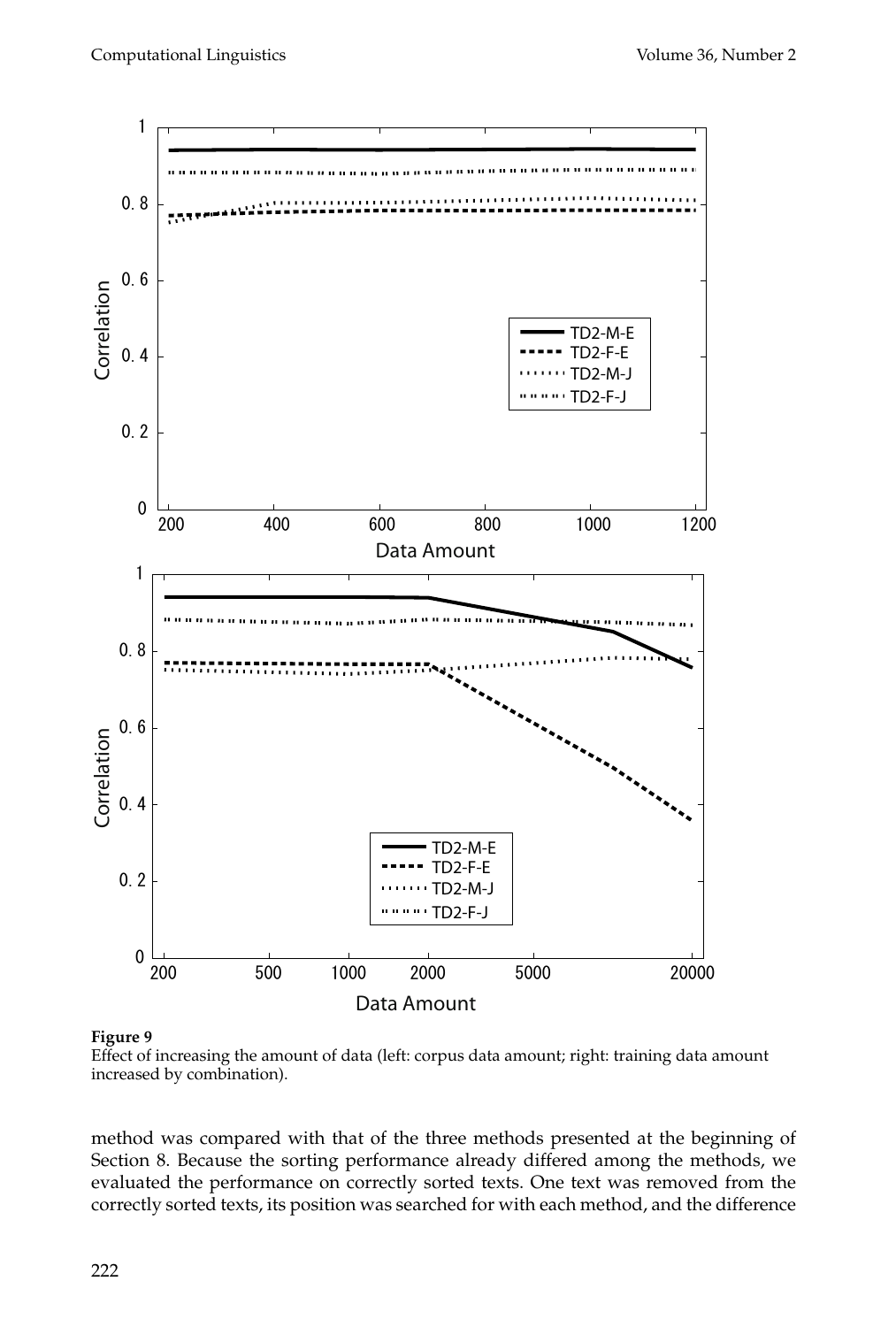**Figure 9**
Effect of increasing the amount of data (left: corpus data amount; right: training data amount increased by combination).

method was compared with that of the three methods presented at the beginning of Section 8. Because the sorting performance already differed among the methods, we evaluated the performance on correctly sorted texts. One text was removed from the correctly sorted texts, its position was searched for with each method, and the difference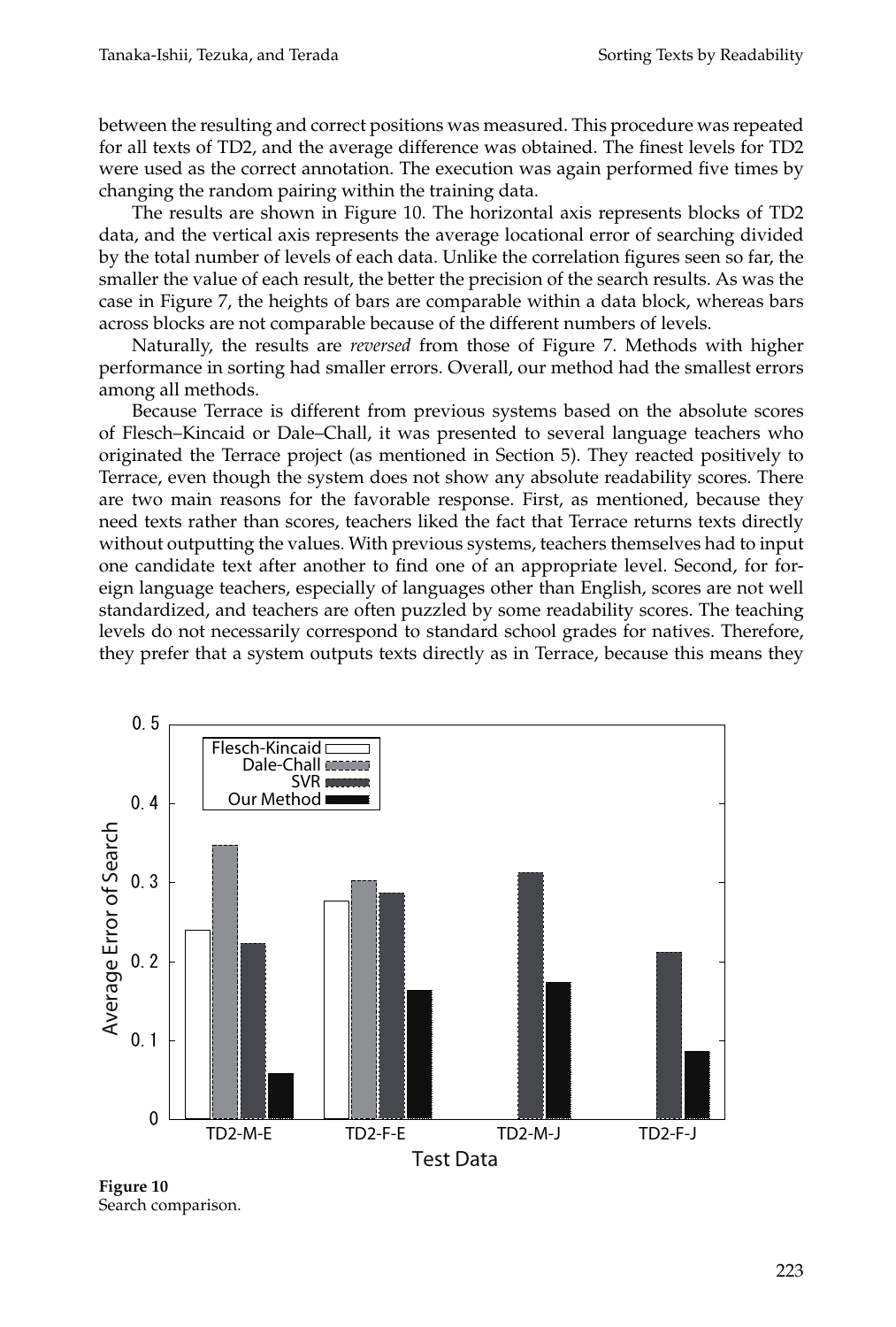between the resulting and correct positions was measured. This procedure was repeated for all texts of TD2, and the average difference was obtained. The finest levels for TD2 were used as the correct annotation. The execution was again performed five times by changing the random pairing within the training data.

The results are shown in Figure 10. The horizontal axis represents blocks of TD2 data, and the vertical axis represents the average locational error of searching divided by the total number of levels of each data. Unlike the correlation figures seen so far, the smaller the value of each result, the better the precision of the search results. As was the case in Figure 7, the heights of bars are comparable within a data block, whereas bars across blocks are not comparable because of the different numbers of levels.

Naturally, the results are *reversed* from those of Figure 7. Methods with higher performance in sorting had smaller errors. Overall, our method had the smallest errors among all methods.

Because Terrace is different from previous systems based on the absolute scores of Flesch–Kincaid or Dale–Chall, it was presented to several language teachers who originated the Terrace project (as mentioned in Section 5). They reacted positively to Terrace, even though the system does not show any absolute readability scores. There are two main reasons for the favorable response. First, as mentioned, because they need texts rather than scores, teachers liked the fact that Terrace returns texts directly without outputting the values. With previous systems, teachers themselves had to input one candidate text after another to find one of an appropriate level. Second, for foreign language teachers, especially of languages other than English, scores are not well standardized, and teachers are often puzzled by some readability scores. The teaching levels do not necessarily correspond to standard school grades for natives. Therefore, they prefer that a system outputs texts directly as in Terrace, because this means they

**Figure 10**
Search comparison.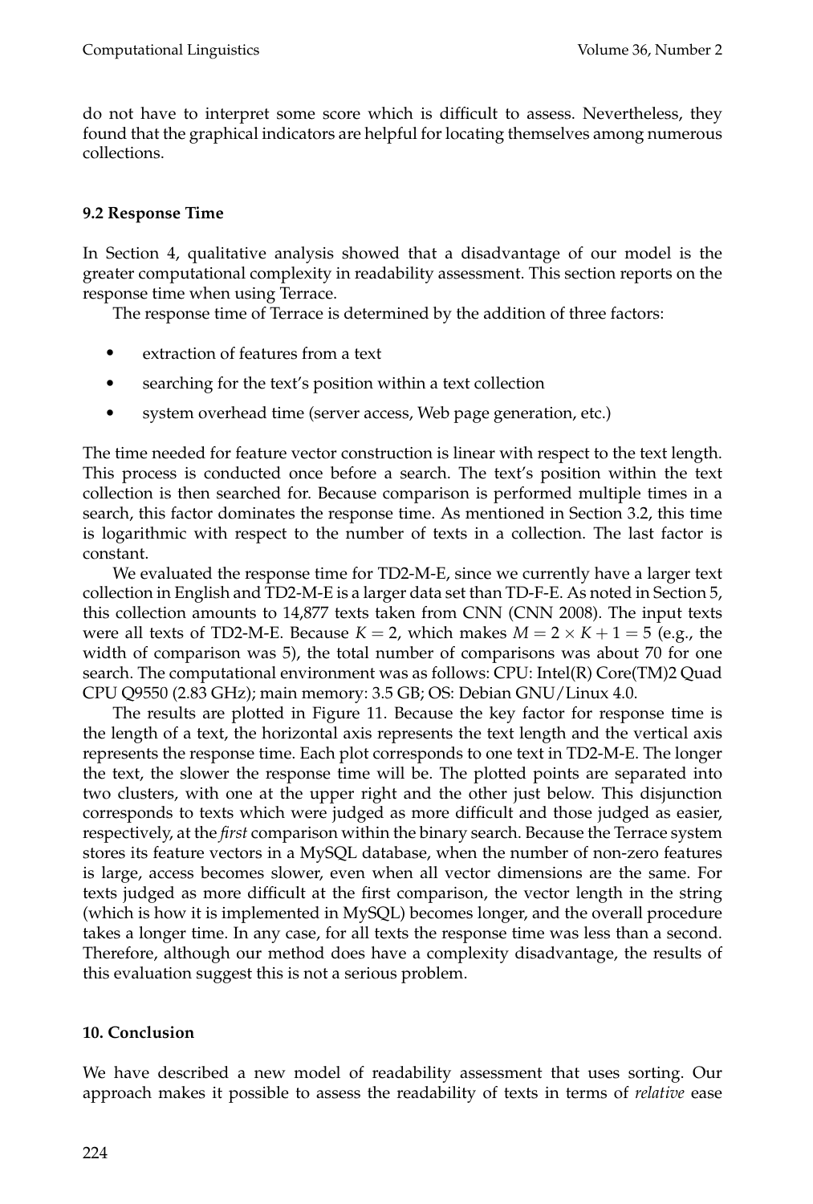do not have to interpret some score which is difficult to assess. Nevertheless, they found that the graphical indicators are helpful for locating themselves among numerous collections.

### 9.2 Response Time

In Section 4, qualitative analysis showed that a disadvantage of our model is the greater computational complexity in readability assessment. This section reports on the response time when using Terrace.

The response time of Terrace is determined by the addition of three factors:

- extraction of features from a text
- searching for the text's position within a text collection
- system overhead time (server access, Web page generation, etc.)

The time needed for feature vector construction is linear with respect to the text length. This process is conducted once before a search. The text's position within the text collection is then searched for. Because comparison is performed multiple times in a search, this factor dominates the response time. As mentioned in Section 3.2, this time is logarithmic with respect to the number of texts in a collection. The last factor is constant.

We evaluated the response time for TD2-M-E, since we currently have a larger text collection in English and TD2-M-E is a larger data set than TD-F-E. As noted in Section 5, this collection amounts to 14,877 texts taken from CNN (CNN 2008). The input texts were all texts of TD2-M-E. Because $K = 2$, which makes $M = 2 \times K + 1 = 5$ (e.g., the width of comparison was 5), the total number of comparisons was about 70 for one search. The computational environment was as follows: CPU: Intel(R) Core(TM)2 Quad CPU Q9550 (2.83 GHz); main memory: 3.5 GB; OS: Debian GNU/Linux 4.0.

The results are plotted in Figure 11. Because the key factor for response time is the length of a text, the horizontal axis represents the text length and the vertical axis represents the response time. Each plot corresponds to one text in TD2-M-E. The longer the text, the slower the response time will be. The plotted points are separated into two clusters, with one at the upper right and the other just below. This disjunction corresponds to texts which were judged as more difficult and those judged as easier, respectively, at the *first* comparison within the binary search. Because the Terrace system stores its feature vectors in a MySQL database, when the number of non-zero features is large, access becomes slower, even when all vector dimensions are the same. For texts judged as more difficult at the first comparison, the vector length in the string (which is how it is implemented in MySQL) becomes longer, and the overall procedure takes a longer time. In any case, for all texts the response time was less than a second. Therefore, although our method does have a complexity disadvantage, the results of this evaluation suggest this is not a serious problem.

## 10. Conclusion

We have described a new model of readability assessment that uses sorting. Our approach makes it possible to assess the readability of texts in terms of *relative* ease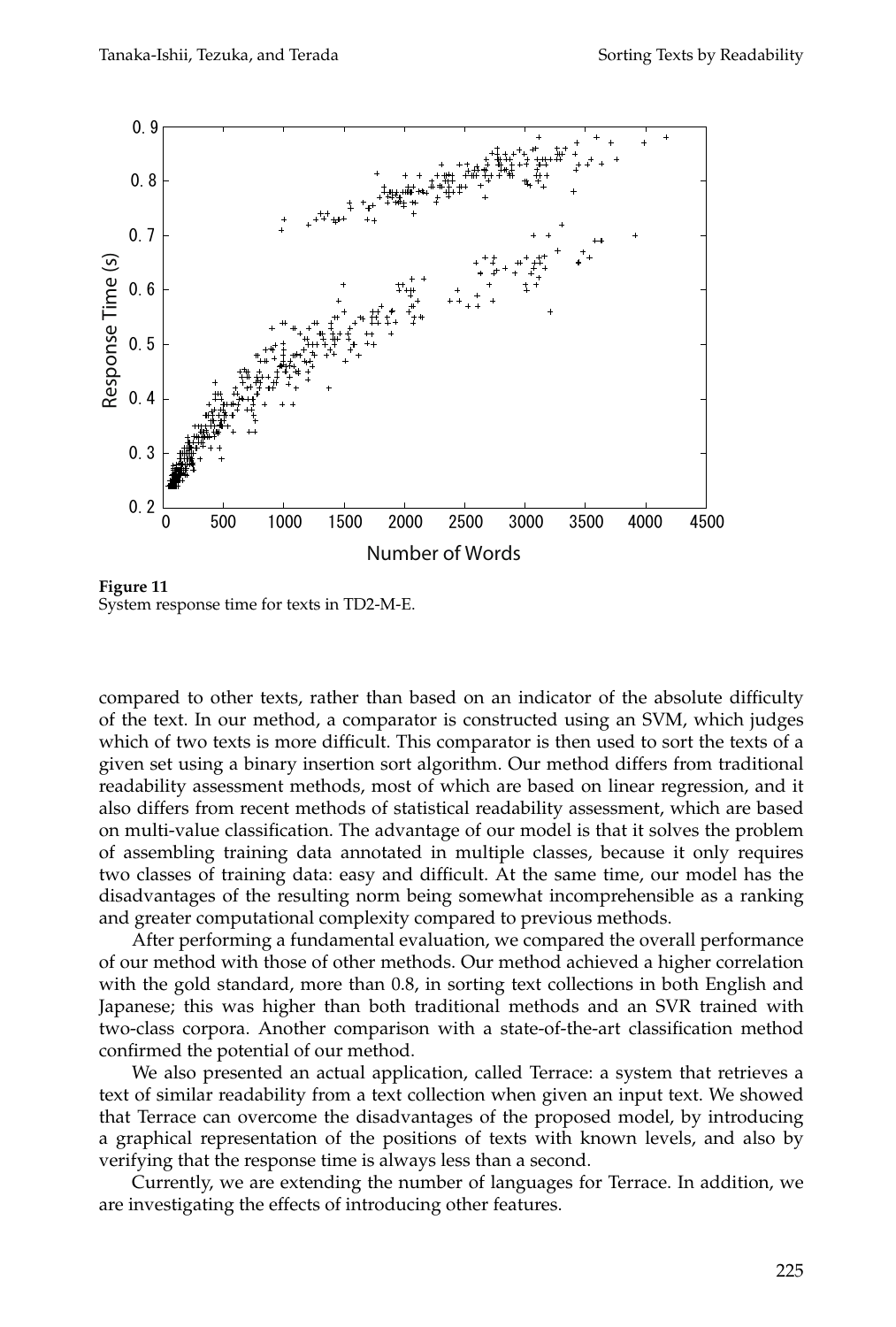**Figure 11**
System response time for texts in TD2-M-E.

compared to other texts, rather than based on an indicator of the absolute difficulty of the text. In our method, a comparator is constructed using an SVM, which judges which of two texts is more difficult. This comparator is then used to sort the texts of a given set using a binary insertion sort algorithm. Our method differs from traditional readability assessment methods, most of which are based on linear regression, and it also differs from recent methods of statistical readability assessment, which are based on multi-value classification. The advantage of our model is that it solves the problem of assembling training data annotated in multiple classes, because it only requires two classes of training data: easy and difficult. At the same time, our model has the disadvantages of the resulting norm being somewhat incomprehensible as a ranking and greater computational complexity compared to previous methods.

After performing a fundamental evaluation, we compared the overall performance of our method with those of other methods. Our method achieved a higher correlation with the gold standard, more than 0.8, in sorting text collections in both English and Japanese; this was higher than both traditional methods and an SVR trained with two-class corpora. Another comparison with a state-of-the-art classification method confirmed the potential of our method.

We also presented an actual application, called Terrace: a system that retrieves a text of similar readability from a text collection when given an input text. We showed that Terrace can overcome the disadvantages of the proposed model, by introducing a graphical representation of the positions of texts with known levels, and also by verifying that the response time is always less than a second.

Currently, we are extending the number of languages for Terrace. In addition, we are investigating the effects of introducing other features.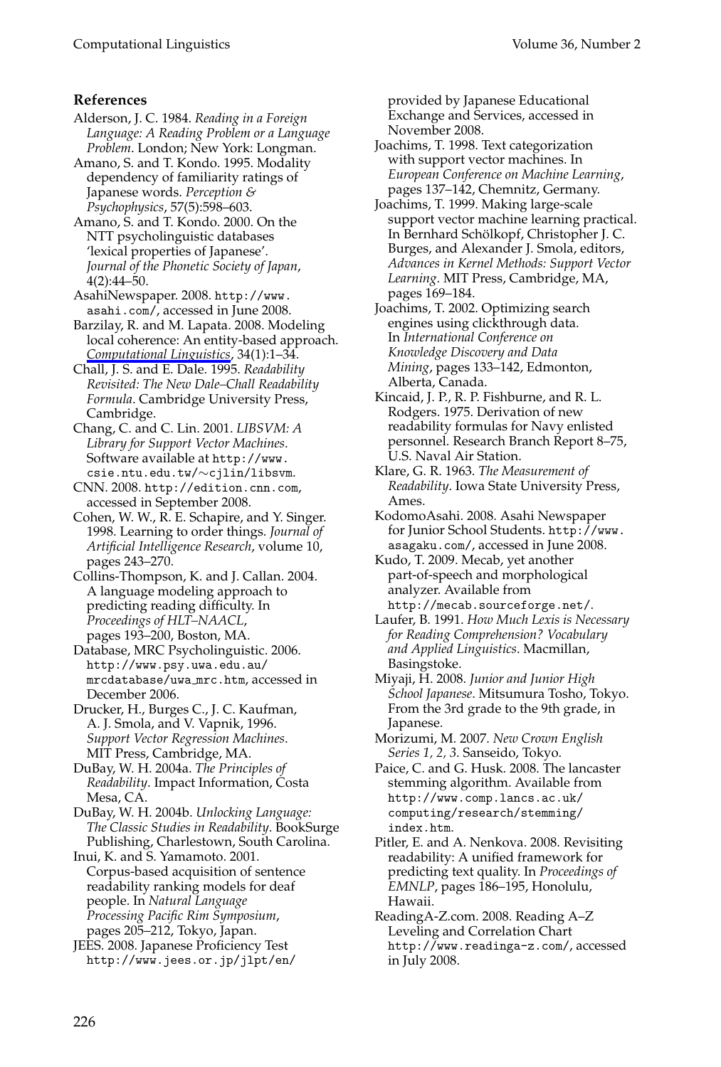## References

Alderson, J. C. 1984. *Reading in a Foreign Language: A Reading Problem or a Language Problem*. London; New York: Longman.

Amano, S. and T. Kondo. 1995. Modality dependency of familiarity ratings of Japanese words. *Perception & Psychophysics*, 57(5):598–603.

Amano, S. and T. Kondo. 2000. On the NTT psycholinguistic databases 'lexical properties of Japanese'. *Journal of the Phonetic Society of Japan*, 4(2):44–50.

AsahiNewspaper. 2008. http://www.asahi.com/, accessed in June 2008.

Barzilay, R. and M. Lapata. 2008. Modeling local coherence: An entity-based approach. *Computational Linguistics*, 34(1):1–34.

Chall, J. S. and E. Dale. 1995. *Readability Revisited: The New Dale–Chall Readability Formula*. Cambridge University Press, Cambridge.

Chang, C. and C. Lin. 2001. *LIBSVM: A Library for Support Vector Machines*. Software available at http://www.csie.ntu.edu.tw/∼cjlin/libsvm.

CNN. 2008. http://edition.cnn.com, accessed in September 2008.

Cohen, W. W., R. E. Schapire, and Y. Singer. 1998. Learning to order things. *Journal of Artificial Intelligence Research*, volume 10, pages 243–270.

Collins-Thompson, K. and J. Callan. 2004. A language modeling approach to predicting reading difficulty. In *Proceedings of HLT–NAACL*, pages 193–200, Boston, MA.

Database, MRC Psycholinguistic. 2006. http://www.psy.uwa.edu.au/mrcdatabase/uwa_mrc.htm, accessed in December 2006.

Drucker, H., Burges C., J. C. Kaufman, A. J. Smola, and V. Vapnik, 1996. *Support Vector Regression Machines*. MIT Press, Cambridge, MA.

DuBay, W. H. 2004a. *The Principles of Readability*. Impact Information, Costa Mesa, CA.

DuBay, W. H. 2004b. *Unlocking Language: The Classic Studies in Readability*. BookSurge Publishing, Charlestown, South Carolina.

Inui, K. and S. Yamamoto. 2001. Corpus-based acquisition of sentence readability ranking models for deaf people. In *Natural Language Processing Pacific Rim Symposium*, pages 205–212, Tokyo, Japan.

JEES. 2008. Japanese Proficiency Test http://www.jees.or.jp/jlpt/en/ provided by Japanese Educational Exchange and Services, accessed in November 2008.

Joachims, T. 1998. Text categorization with support vector machines. In *European Conference on Machine Learning*, pages 137–142, Chemnitz, Germany.

Joachims, T. 1999. Making large-scale support vector machine learning practical. In Bernhard Schölkopf, Christopher J. C. Burges, and Alexander J. Smola, editors, *Advances in Kernel Methods: Support Vector Learning*. MIT Press, Cambridge, MA, pages 169–184.

Joachims, T. 2002. Optimizing search engines using clickthrough data. In *International Conference on Knowledge Discovery and Data Mining*, pages 133–142, Edmonton, Alberta, Canada.

Kincaid, J. P., R. P. Fishburne, and R. L. Rodgers. 1975. Derivation of new readability formulas for Navy enlisted personnel. Research Branch Report 8–75, U.S. Naval Air Station.

Klare, G. R. 1963. *The Measurement of Readability*. Iowa State University Press, Ames.

KodomoAsahi. 2008. Asahi Newspaper for Junior School Students. http://www.asagaku.com/, accessed in June 2008.

Kudo, T. 2009. Mecab, yet another part-of-speech and morphological analyzer. Available from http://mecab.sourceforge.net/.

Laufer, B. 1991. *How Much Lexis is Necessary for Reading Comprehension? Vocabulary and Applied Linguistics*. Macmillan, Basingstoke.

Miyaji, H. 2008. *Junior and Junior High School Japanese*. Mitsumura Tosho, Tokyo. From the 3rd grade to the 9th grade, in Japanese.

Morizumi, M. 2007. *New Crown English Series 1, 2, 3*. Sanseido, Tokyo.

Paice, C. and G. Husk. 2008. The lancaster stemming algorithm. Available from http://www.comp.lancs.ac.uk/computing/research/stemming/index.htm.

Pitler, E. and A. Nenkova. 2008. Revisiting readability: A unified framework for predicting text quality. In *Proceedings of EMNLP*, pages 186–195, Honolulu, Hawaii.

ReadingA-Z.com. 2008. Reading A–Z Leveling and Correlation Chart http://www.readinga-z.com/, accessed in July 2008.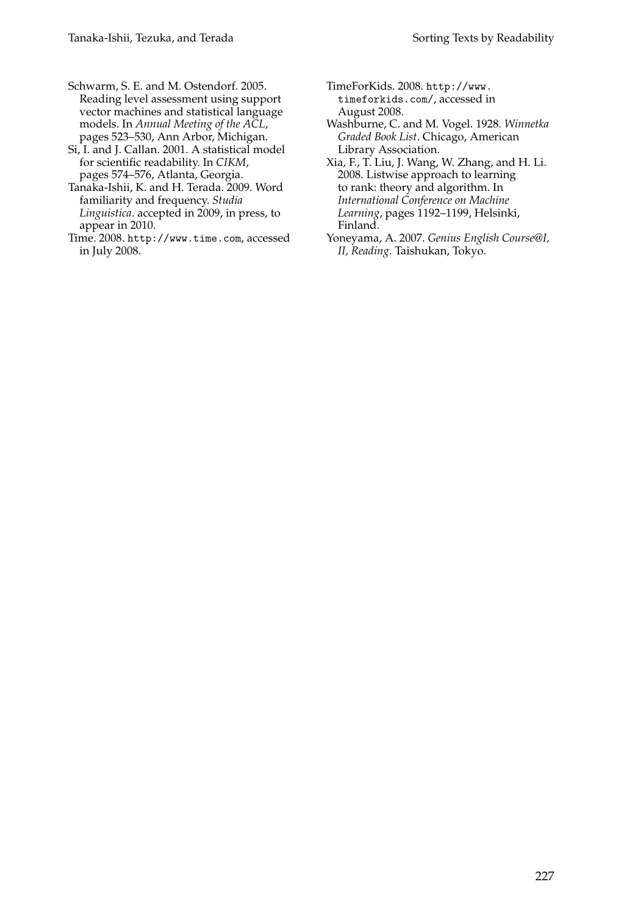Schwarm, S. E. and M. Ostendorf. 2005. Reading level assessment using support vector machines and statistical language models. In *Annual Meeting of the ACL*, pages 523–530, Ann Arbor, Michigan.

Si, I. and J. Callan. 2001. A statistical model for scientific readability. In *CIKM*, pages 574–576, Atlanta, Georgia.

Tanaka-Ishii, K. and H. Terada. 2009. Word familiarity and frequency. *Studia Linguistica*. accepted in 2009, in press, to appear in 2010.

Time. 2008. `http://www.time.com`, accessed in July 2008.

TimeForKids. 2008. `http://www.timeforkids.com/`, accessed in August 2008.

Washburne, C. and M. Vogel. 1928. *Winnetka Graded Book List*. Chicago, American Library Association.

Xia, F., T. Liu, J. Wang, W. Zhang, and H. Li. 2008. Listwise approach to learning to rank: theory and algorithm. In *International Conference on Machine Learning*, pages 1192–1199, Helsinki, Finland.

Yoneyama, A. 2007. *Genius English Course@I, II, Reading*. Taishukan, Tokyo.